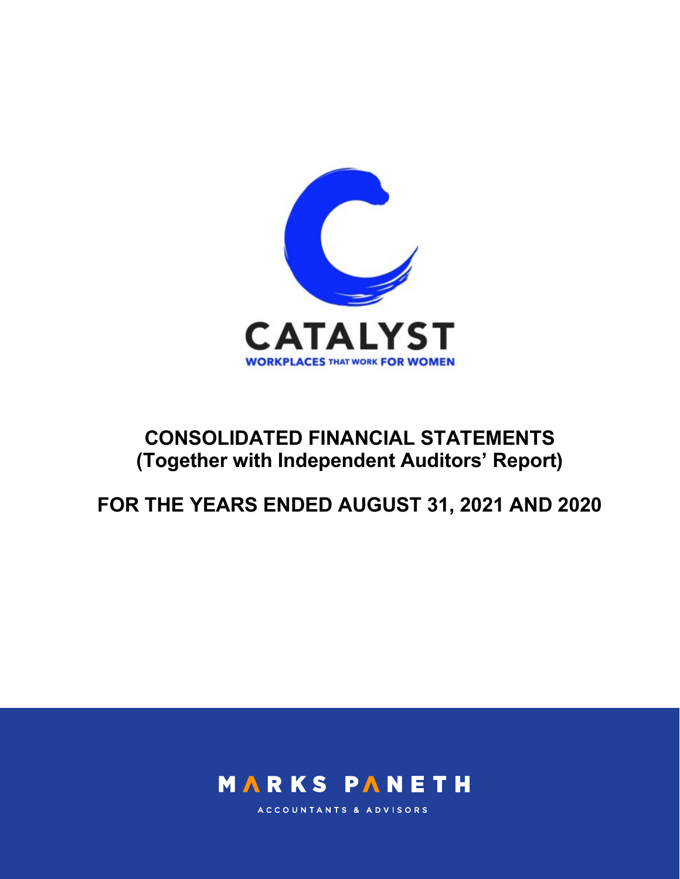CATALYST

WORKPLACES THAT WORK FOR WOMEN

# CONSOLIDATED FINANCIAL STATEMENTS
## (Together with Independent Auditors' Report)

## FOR THE YEARS ENDED AUGUST 31, 2021 AND 2020

MARKS PANETH

ACCOUNTANTS & ADVISORS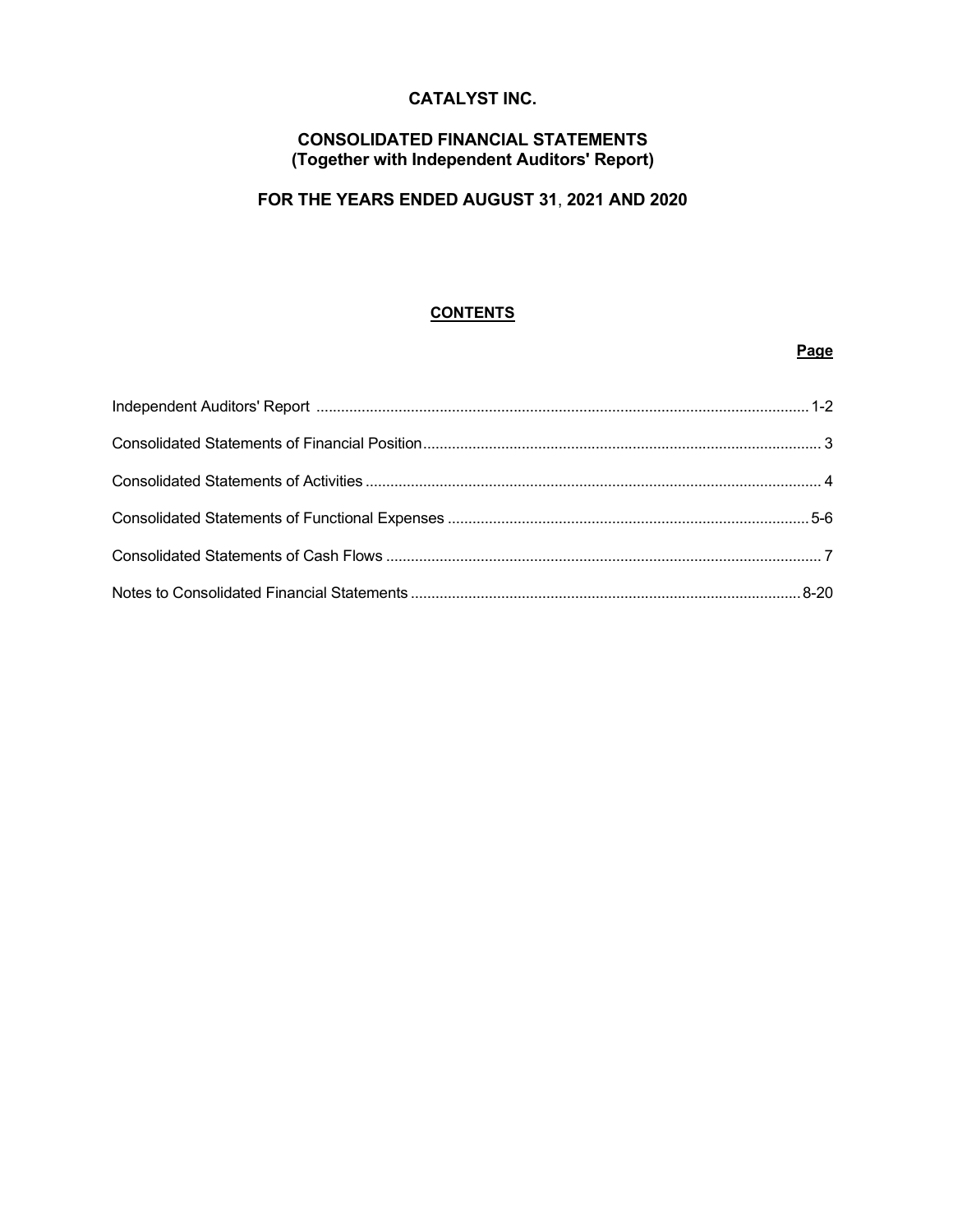# CATALYST INC.

## CONSOLIDATED FINANCIAL STATEMENTS
## (Together with Independent Auditors' Report)

## FOR THE YEARS ENDED AUGUST 31, 2021 AND 2020

**CONTENTS**

| | Page |
|---|---|
| Independent Auditors' Report | 1-2 |
| Consolidated Statements of Financial Position | 3 |
| Consolidated Statements of Activities | 4 |
| Consolidated Statements of Functional Expenses | 5-6 |
| Consolidated Statements of Cash Flows | 7 |
| Notes to Consolidated Financial Statements | 8-20 |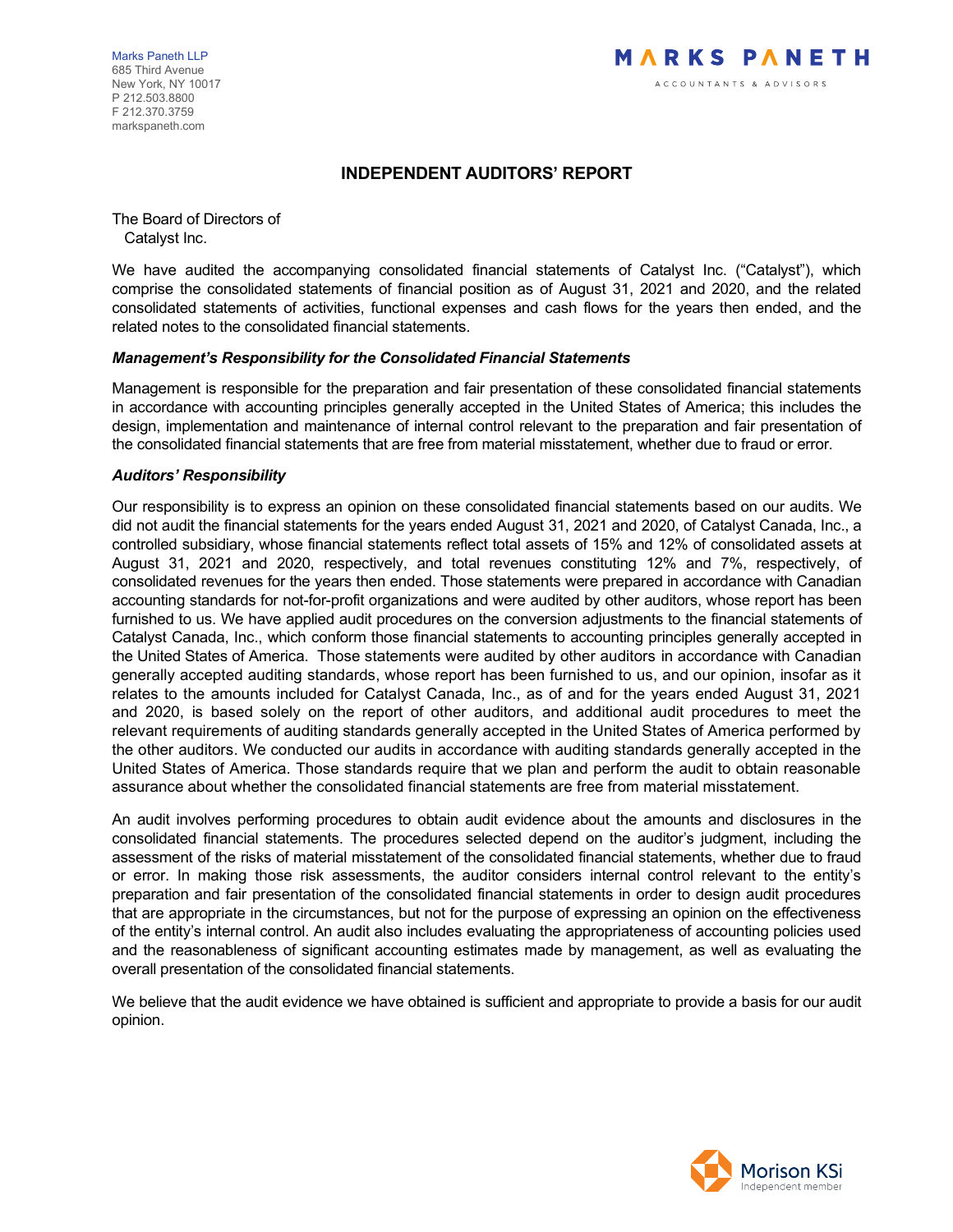Marks Paneth LLP
685 Third Avenue
New York, NY 10017
P 212.503.8800
F 212.370.3759
markspaneth.com

MARKS PANETH
ACCOUNTANTS & ADVISORS

# INDEPENDENT AUDITORS' REPORT

The Board of Directors of
Catalyst Inc.

We have audited the accompanying consolidated financial statements of Catalyst Inc. ("Catalyst"), which comprise the consolidated statements of financial position as of August 31, 2021 and 2020, and the related consolidated statements of activities, functional expenses and cash flows for the years then ended, and the related notes to the consolidated financial statements.

### *Management's Responsibility for the Consolidated Financial Statements*

Management is responsible for the preparation and fair presentation of these consolidated financial statements in accordance with accounting principles generally accepted in the United States of America; this includes the design, implementation and maintenance of internal control relevant to the preparation and fair presentation of the consolidated financial statements that are free from material misstatement, whether due to fraud or error.

### *Auditors' Responsibility*

Our responsibility is to express an opinion on these consolidated financial statements based on our audits. We did not audit the financial statements for the years ended August 31, 2021 and 2020, of Catalyst Canada, Inc., a controlled subsidiary, whose financial statements reflect total assets of 15% and 12% of consolidated assets at August 31, 2021 and 2020, respectively, and total revenues constituting 12% and 7%, respectively, of consolidated revenues for the years then ended. Those statements were prepared in accordance with Canadian accounting standards for not-for-profit organizations and were audited by other auditors, whose report has been furnished to us. We have applied audit procedures on the conversion adjustments to the financial statements of Catalyst Canada, Inc., which conform those financial statements to accounting principles generally accepted in the United States of America. Those statements were audited by other auditors in accordance with Canadian generally accepted auditing standards, whose report has been furnished to us, and our opinion, insofar as it relates to the amounts included for Catalyst Canada, Inc., as of and for the years ended August 31, 2021 and 2020, is based solely on the report of other auditors, and additional audit procedures to meet the relevant requirements of auditing standards generally accepted in the United States of America performed by the other auditors. We conducted our audits in accordance with auditing standards generally accepted in the United States of America. Those standards require that we plan and perform the audit to obtain reasonable assurance about whether the consolidated financial statements are free from material misstatement.

An audit involves performing procedures to obtain audit evidence about the amounts and disclosures in the consolidated financial statements. The procedures selected depend on the auditor's judgment, including the assessment of the risks of material misstatement of the consolidated financial statements, whether due to fraud or error. In making those risk assessments, the auditor considers internal control relevant to the entity's preparation and fair presentation of the consolidated financial statements in order to design audit procedures that are appropriate in the circumstances, but not for the purpose of expressing an opinion on the effectiveness of the entity's internal control. An audit also includes evaluating the appropriateness of accounting policies used and the reasonableness of significant accounting estimates made by management, as well as evaluating the overall presentation of the consolidated financial statements.

We believe that the audit evidence we have obtained is sufficient and appropriate to provide a basis for our audit opinion.

Morison KSi
Independent member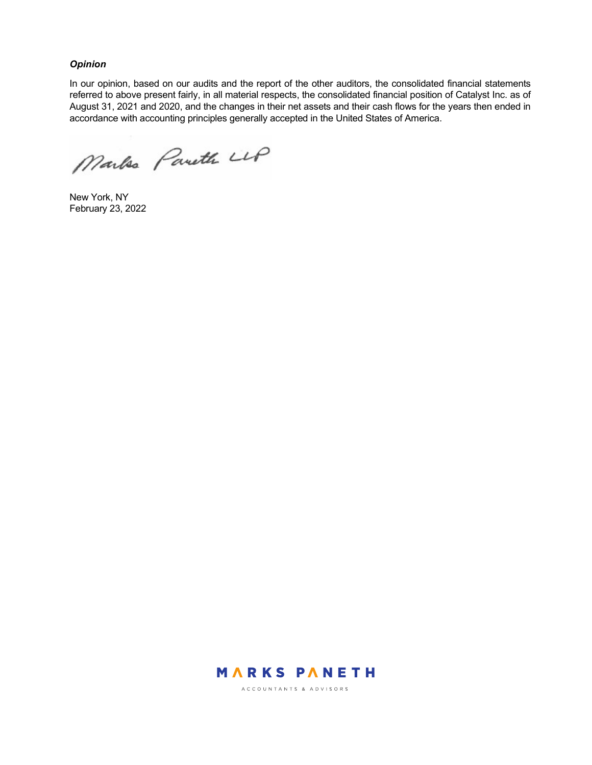***Opinion***

In our opinion, based on our audits and the report of the other auditors, the consolidated financial statements referred to above present fairly, in all material respects, the consolidated financial position of Catalyst Inc. as of August 31, 2021 and 2020, and the changes in their net assets and their cash flows for the years then ended in accordance with accounting principles generally accepted in the United States of America.

Marks Paneth LLP

New York, NY
February 23, 2022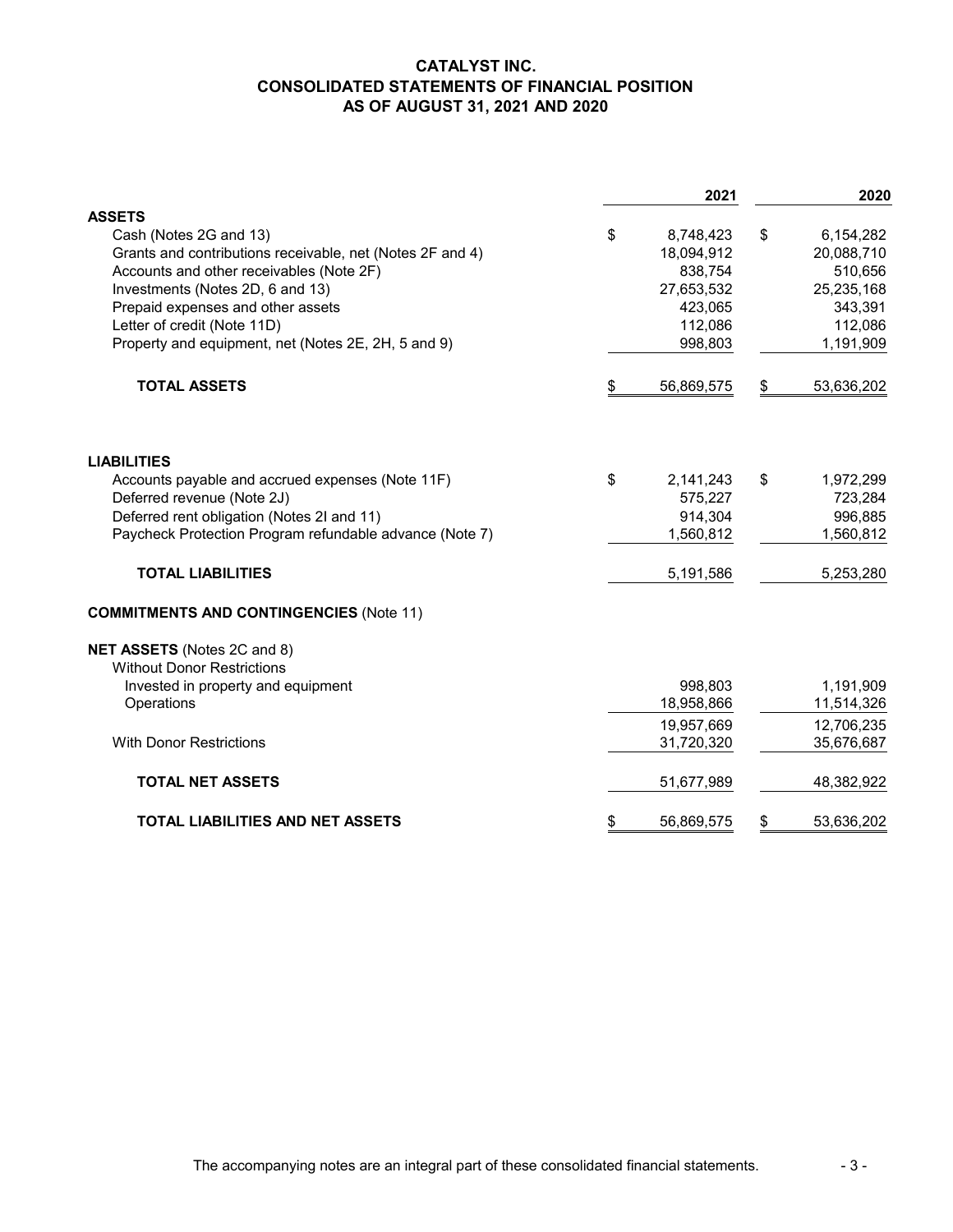# CATALYST INC.
## CONSOLIDATED STATEMENTS OF FINANCIAL POSITION
### AS OF AUGUST 31, 2021 AND 2020

| | 2021 | 2020 |
|---|---|---|
| **ASSETS** | | |
| Cash (Notes 2G and 13) | $ 8,748,423 | $ 6,154,282 |
| Grants and contributions receivable, net (Notes 2F and 4) | 18,094,912 | 20,088,710 |
| Accounts and other receivables (Note 2F) | 838,754 | 510,656 |
| Investments (Notes 2D, 6 and 13) | 27,653,532 | 25,235,168 |
| Prepaid expenses and other assets | 423,065 | 343,391 |
| Letter of credit (Note 11D) | 112,086 | 112,086 |
| Property and equipment, net (Notes 2E, 2H, 5 and 9) | 998,803 | 1,191,909 |
| **TOTAL ASSETS** | $ 56,869,575 | $ 53,636,202 |
| **LIABILITIES** | | |
| Accounts payable and accrued expenses (Note 11F) | $ 2,141,243 | $ 1,972,299 |
| Deferred revenue (Note 2J) | 575,227 | 723,284 |
| Deferred rent obligation (Notes 2I and 11) | 914,304 | 996,885 |
| Paycheck Protection Program refundable advance (Note 7) | 1,560,812 | 1,560,812 |
| **TOTAL LIABILITIES** | 5,191,586 | 5,253,280 |
| **COMMITMENTS AND CONTINGENCIES** (Note 11) | | |
| **NET ASSETS** (Notes 2C and 8) | | |
| Without Donor Restrictions | | |
| Invested in property and equipment | 998,803 | 1,191,909 |
| Operations | 18,958,866 | 11,514,326 |
| | 19,957,669 | 12,706,235 |
| With Donor Restrictions | 31,720,320 | 35,676,687 |
| **TOTAL NET ASSETS** | 51,677,989 | 48,382,922 |
| **TOTAL LIABILITIES AND NET ASSETS** | $ 56,869,575 | $ 53,636,202 |

The accompanying notes are an integral part of these consolidated financial statements.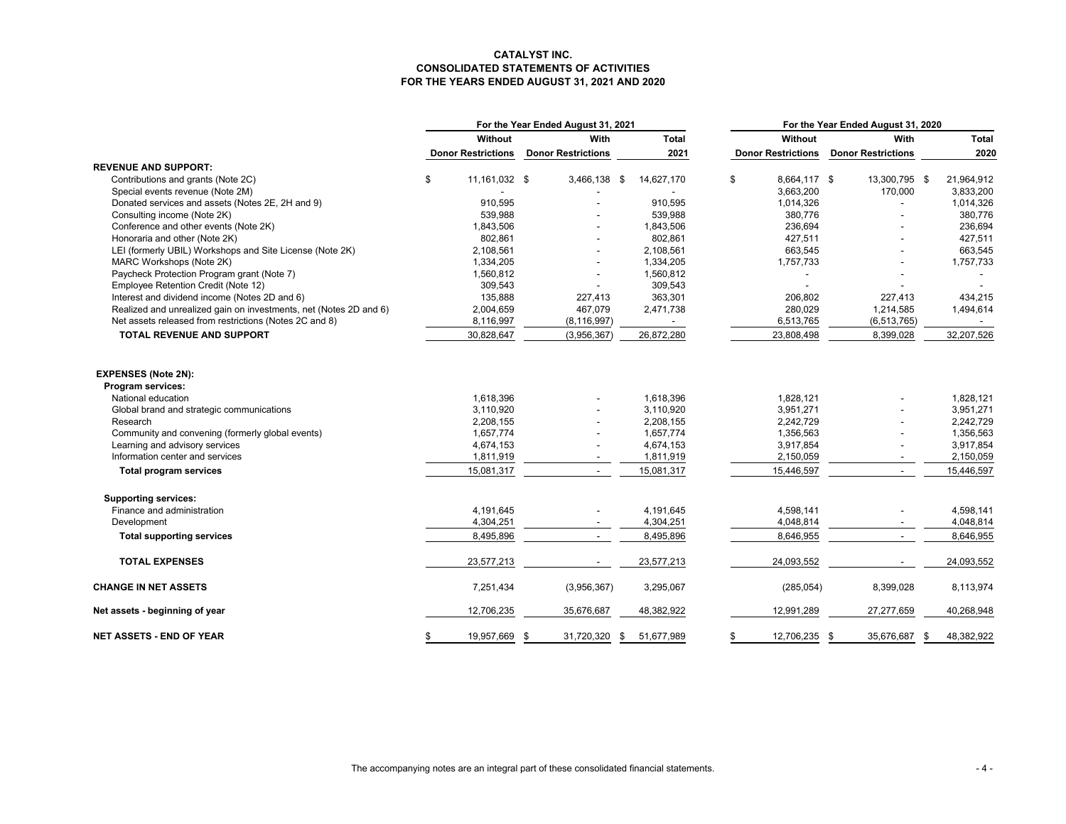**CATALYST INC.**
**CONSOLIDATED STATEMENTS OF ACTIVITIES**
**FOR THE YEARS ENDED AUGUST 31, 2021 AND 2020**

| | For the Year Ended August 31, 2021 | | | For the Year Ended August 31, 2020 | | |
|---|---|---|---|---|---|---|
| | Without Donor Restrictions | With Donor Restrictions | Total 2021 | Without Donor Restrictions | With Donor Restrictions | Total 2020 |
| **REVENUE AND SUPPORT:** | | | | | | |
| Contributions and grants (Note 2C) | $ 11,161,032 | $ 3,466,138 | $ 14,627,170 | $ 8,664,117 | $ 13,300,795 | $ 21,964,912 |
| Special events revenue (Note 2M) | - | - | - | 3,663,200 | 170,000 | 3,833,200 |
| Donated services and assets (Notes 2E, 2H and 9) | 910,595 | - | 910,595 | 1,014,326 | - | 1,014,326 |
| Consulting income (Note 2K) | 539,988 | - | 539,988 | 380,776 | - | 380,776 |
| Conference and other events (Note 2K) | 1,843,506 | - | 1,843,506 | 236,694 | - | 236,694 |
| Honoraria and other (Note 2K) | 802,861 | - | 802,861 | 427,511 | - | 427,511 |
| LEI (formerly UBIL) Workshops and Site License (Note 2K) | 2,108,561 | - | 2,108,561 | 663,545 | - | 663,545 |
| MARC Workshops (Note 2K) | 1,334,205 | - | 1,334,205 | 1,757,733 | - | 1,757,733 |
| Paycheck Protection Program grant (Note 7) | 1,560,812 | - | 1,560,812 | - | - | - |
| Employee Retention Credit (Note 12) | 309,543 | - | 309,543 | - | - | - |
| Interest and dividend income (Notes 2D and 6) | 135,888 | 227,413 | 363,301 | 206,802 | 227,413 | 434,215 |
| Realized and unrealized gain on investments, net (Notes 2D and 6) | 2,004,659 | 467,079 | 2,471,738 | 280,029 | 1,214,585 | 1,494,614 |
| Net assets released from restrictions (Notes 2C and 8) | 8,116,997 | (8,116,997) | - | 6,513,765 | (6,513,765) | - |
| **TOTAL REVENUE AND SUPPORT** | 30,828,647 | (3,956,367) | 26,872,280 | 23,808,498 | 8,399,028 | 32,207,526 |
| | | | | | | |
| **EXPENSES (Note 2N):** | | | | | | |
| **Program services:** | | | | | | |
| National education | 1,618,396 | - | 1,618,396 | 1,828,121 | - | 1,828,121 |
| Global brand and strategic communications | 3,110,920 | - | 3,110,920 | 3,951,271 | - | 3,951,271 |
| Research | 2,208,155 | - | 2,208,155 | 2,242,729 | - | 2,242,729 |
| Community and convening (formerly global events) | 1,657,774 | - | 1,657,774 | 1,356,563 | - | 1,356,563 |
| Learning and advisory services | 4,674,153 | - | 4,674,153 | 3,917,854 | - | 3,917,854 |
| Information center and services | 1,811,919 | - | 1,811,919 | 2,150,059 | - | 2,150,059 |
| **Total program services** | 15,081,317 | - | 15,081,317 | 15,446,597 | - | 15,446,597 |
| | | | | | | |
| **Supporting services:** | | | | | | |
| Finance and administration | 4,191,645 | - | 4,191,645 | 4,598,141 | - | 4,598,141 |
| Development | 4,304,251 | - | 4,304,251 | 4,048,814 | - | 4,048,814 |
| **Total supporting services** | 8,495,896 | - | 8,495,896 | 8,646,955 | - | 8,646,955 |
| | | | | | | |
| **TOTAL EXPENSES** | 23,577,213 | - | 23,577,213 | 24,093,552 | - | 24,093,552 |
| | | | | | | |
| **CHANGE IN NET ASSETS** | 7,251,434 | (3,956,367) | 3,295,067 | (285,054) | 8,399,028 | 8,113,974 |
| | | | | | | |
| **Net assets - beginning of year** | 12,706,235 | 35,676,687 | 48,382,922 | 12,991,289 | 27,277,659 | 40,268,948 |
| | | | | | | |
| **NET ASSETS - END OF YEAR** | $ 19,957,669 | $ 31,720,320 | $ 51,677,989 | $ 12,706,235 | $ 35,676,687 | $ 48,382,922 |

The accompanying notes are an integral part of these consolidated financial statements.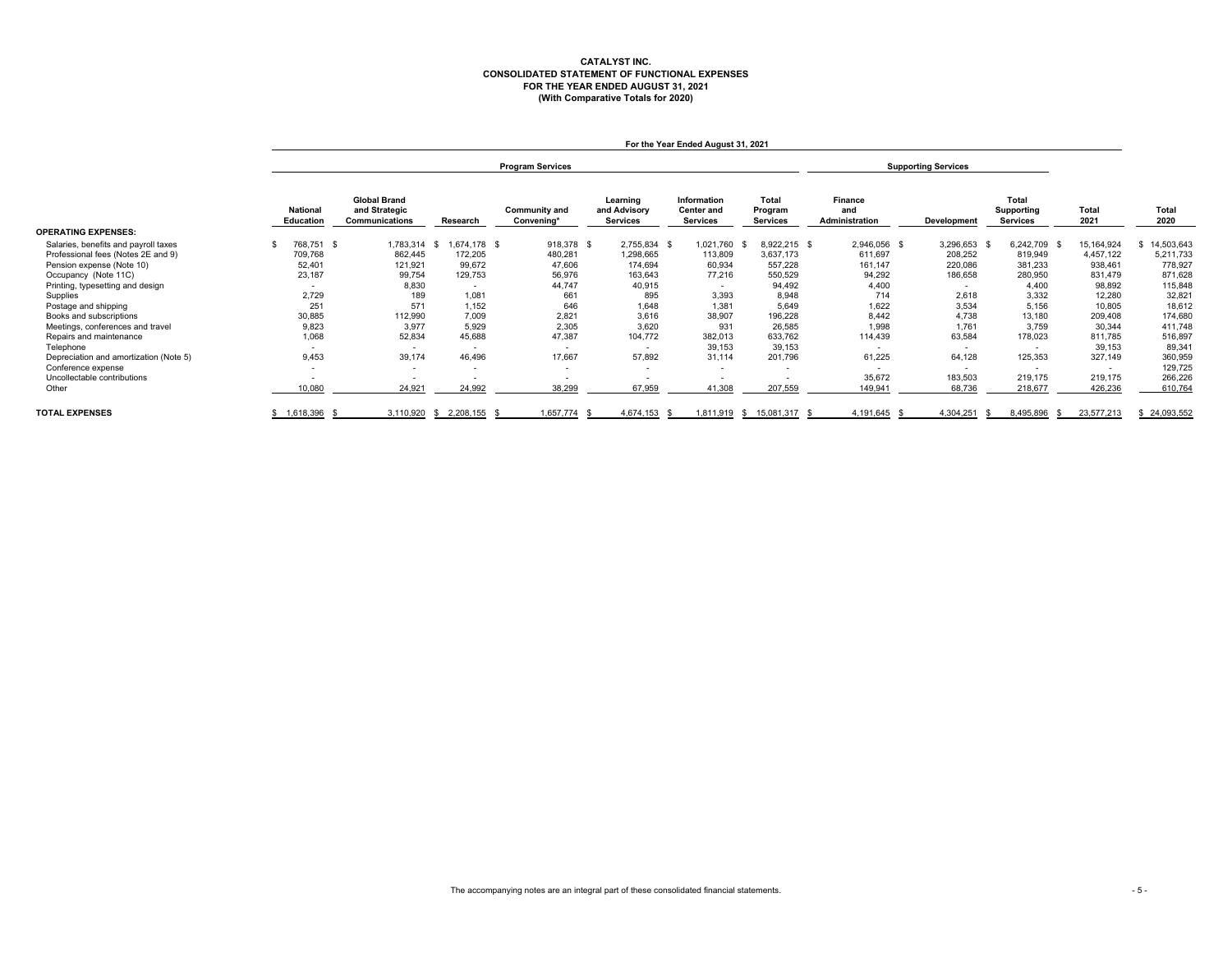# CATALYST INC.
## CONSOLIDATED STATEMENT OF FUNCTIONAL EXPENSES
### FOR THE YEAR ENDED AUGUST 31, 2021
### (With Comparative Totals for 2020)

| | For the Year Ended August 31, 2021 | | | | | | | | | | | |
|---|---|---|---|---|---|---|---|---|---|---|---|---|
| | Program Services | | | | | | | Supporting Services | | | | |
| | National Education | Global Brand and Strategic Communications | Research | Community and Convening* | Learning and Advisory Services | Information Center and Services | Total Program Services | Finance and Administration | Development | Total Supporting Services | Total 2021 | Total 2020 |
| **OPERATING EXPENSES:** | | | | | | | | | | | | |
| Salaries, benefits and payroll taxes | $ 768,751 | $ 1,783,314 | $ 1,674,178 | $ 918,378 | $ 2,755,834 | $ 1,021,760 | $ 8,922,215 | $ 2,946,056 | $ 3,296,653 | $ 6,242,709 | $ 15,164,924 | $ 14,503,643 |
| Professional fees (Notes 2E and 9) | 709,768 | 862,445 | 172,205 | 480,281 | 1,298,665 | 113,809 | 3,637,173 | 611,697 | 208,252 | 819,949 | 4,457,122 | 5,211,733 |
| Pension expense (Note 10) | 52,401 | 121,921 | 99,672 | 47,606 | 174,694 | 60,934 | 557,228 | 161,147 | 220,086 | 381,233 | 938,461 | 778,927 |
| Occupancy (Note 11C) | 23,187 | 99,754 | 129,753 | 56,976 | 163,643 | 77,216 | 550,529 | 94,292 | 186,658 | 280,950 | 831,479 | 871,628 |
| Printing, typesetting and design | - | 8,830 | - | 44,747 | 40,915 | - | 94,492 | 4,400 | - | 4,400 | 98,892 | 115,848 |
| Supplies | 2,729 | 189 | 1,081 | 661 | 895 | 3,393 | 8,948 | 714 | 2,618 | 3,332 | 12,280 | 32,821 |
| Postage and shipping | 251 | 571 | 1,152 | 646 | 1,648 | 1,381 | 5,649 | 1,622 | 3,534 | 5,156 | 10,805 | 18,612 |
| Books and subscriptions | 30,885 | 112,990 | 7,009 | 2,821 | 3,616 | 38,907 | 196,228 | 8,442 | 4,738 | 13,180 | 209,408 | 174,680 |
| Meetings, conferences and travel | 9,823 | 3,977 | 5,929 | 2,305 | 3,620 | 931 | 26,585 | 1,998 | 1,761 | 3,759 | 30,344 | 411,748 |
| Repairs and maintenance | 1,068 | 52,834 | 45,688 | 47,387 | 104,772 | 382,013 | 633,762 | 114,439 | 63,584 | 178,023 | 811,785 | 516,897 |
| Telephone | - | - | - | - | - | 39,153 | 39,153 | - | - | - | 39,153 | 89,341 |
| Depreciation and amortization (Note 5) | 9,453 | 39,174 | 46,496 | 17,667 | 57,892 | 31,114 | 201,796 | 61,225 | 64,128 | 125,353 | 327,149 | 360,959 |
| Conference expense | - | - | - | - | - | - | - | - | - | - | - | 129,725 |
| Uncollectable contributions | - | - | - | - | - | - | - | 35,672 | 183,503 | 219,175 | 219,175 | 266,226 |
| Other | 10,080 | 24,921 | 24,992 | 38,299 | 67,959 | 41,308 | 207,559 | 149,941 | 68,736 | 218,677 | 426,236 | 610,764 |
| **TOTAL EXPENSES** | $ 1,618,396 | $ 3,110,920 | $ 2,208,155 | $ 1,657,774 | $ 4,674,153 | $ 1,811,919 | $ 15,081,317 | $ 4,191,645 | $ 4,304,251 | $ 8,495,896 | $ 23,577,213 | $ 24,093,552 |

The accompanying notes are an integral part of these consolidated financial statements.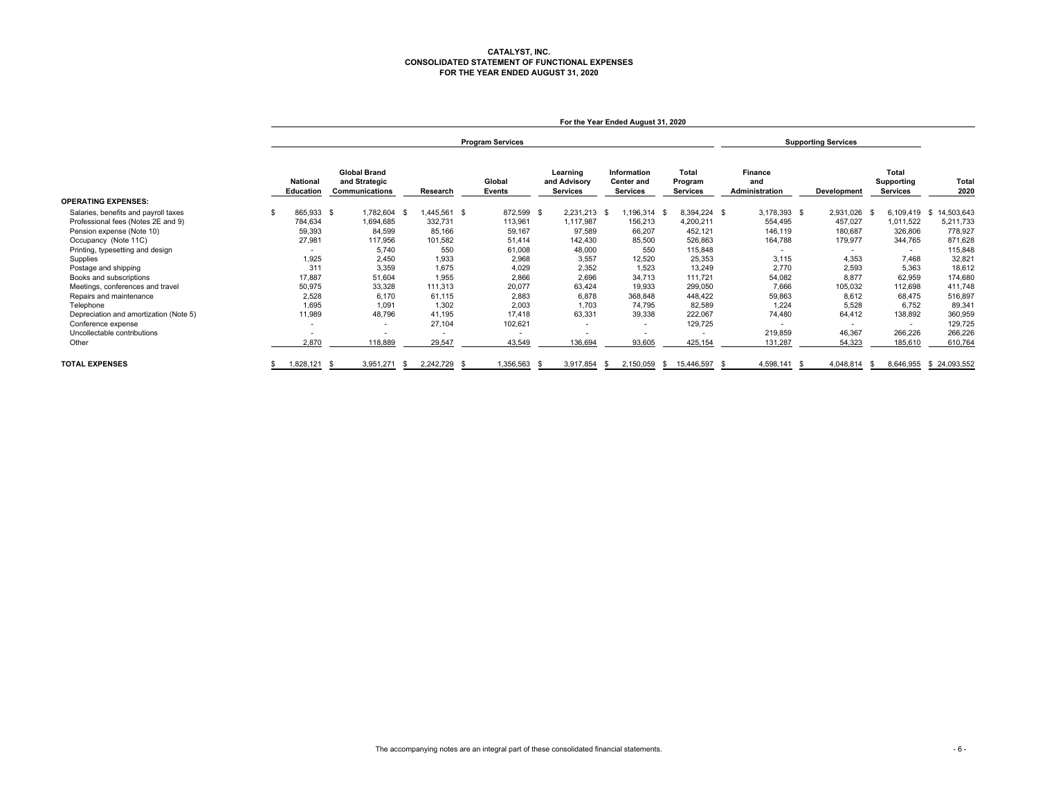**CATALYST, INC.**
**CONSOLIDATED STATEMENT OF FUNCTIONAL EXPENSES**
**FOR THE YEAR ENDED AUGUST 31, 2020**

| | For the Year Ended August 31, 2020 | | | | | | | | | | |
|---|---|---|---|---|---|---|---|---|---|---|---|
| | Program Services | | | | | | | Supporting Services | | | |
| | National Education | Global Brand and Strategic Communications | Research | Global Events | Learning and Advisory Services | Information Center and Services | Total Program Services | Finance and Administration | Development | Total Supporting Services | Total 2020 |
| **OPERATING EXPENSES:** | | | | | | | | | | | |
| Salaries, benefits and payroll taxes | $ 865,933 | $ 1,782,604 | $ 1,445,561 | $ 872,599 | $ 2,231,213 | $ 1,196,314 | $ 8,394,224 | $ 3,178,393 | $ 2,931,026 | $ 6,109,419 | $ 14,503,643 |
| Professional fees (Notes 2E and 9) | 784,634 | 1,694,685 | 332,731 | 113,961 | 1,117,987 | 156,213 | 4,200,211 | 554,495 | 457,027 | 1,011,522 | 5,211,733 |
| Pension expense (Note 10) | 59,393 | 84,599 | 85,166 | 59,167 | 97,589 | 66,207 | 452,121 | 146,119 | 180,687 | 326,806 | 778,927 |
| Occupancy (Note 11C) | 27,981 | 117,956 | 101,582 | 51,414 | 142,430 | 85,500 | 526,863 | 164,788 | 179,977 | 344,765 | 871,628 |
| Printing, typesetting and design | - | 5,740 | 550 | 61,008 | 48,000 | 550 | 115,848 | - | - | - | 115,848 |
| Supplies | 1,925 | 2,450 | 1,933 | 2,968 | 3,557 | 12,520 | 25,353 | 3,115 | 4,353 | 7,468 | 32,821 |
| Postage and shipping | 311 | 3,359 | 1,675 | 4,029 | 2,352 | 1,523 | 13,249 | 2,770 | 2,593 | 5,363 | 18,612 |
| Books and subscriptions | 17,887 | 51,604 | 1,955 | 2,866 | 2,696 | 34,713 | 111,721 | 54,082 | 8,877 | 62,959 | 174,680 |
| Meetings, conferences and travel | 50,975 | 33,328 | 111,313 | 20,077 | 63,424 | 19,933 | 299,050 | 7,666 | 105,032 | 112,698 | 411,748 |
| Repairs and maintenance | 2,528 | 6,170 | 61,115 | 2,883 | 6,878 | 368,848 | 448,422 | 59,863 | 8,612 | 68,475 | 516,897 |
| Telephone | 1,695 | 1,091 | 1,302 | 2,003 | 1,703 | 74,795 | 82,589 | 1,224 | 5,528 | 6,752 | 89,341 |
| Depreciation and amortization (Note 5) | 11,989 | 48,796 | 41,195 | 17,418 | 63,331 | 39,338 | 222,067 | 74,480 | 64,412 | 138,892 | 360,959 |
| Conference expense | - | - | 27,104 | 102,621 | - | - | 129,725 | - | - | - | 129,725 |
| Uncollectable contributions | - | - | - | - | - | - | - | 219,859 | 46,367 | 266,226 | 266,226 |
| Other | 2,870 | 118,889 | 29,547 | 43,549 | 136,694 | 93,605 | 425,154 | 131,287 | 54,323 | 185,610 | 610,764 |
| **TOTAL EXPENSES** | $ 1,828,121 | $ 3,951,271 | $ 2,242,729 | $ 1,356,563 | $ 3,917,854 | $ 2,150,059 | $ 15,446,597 | $ 4,598,141 | $ 4,048,814 | $ 8,646,955 | $ 24,093,552 |

The accompanying notes are an integral part of these consolidated financial statements.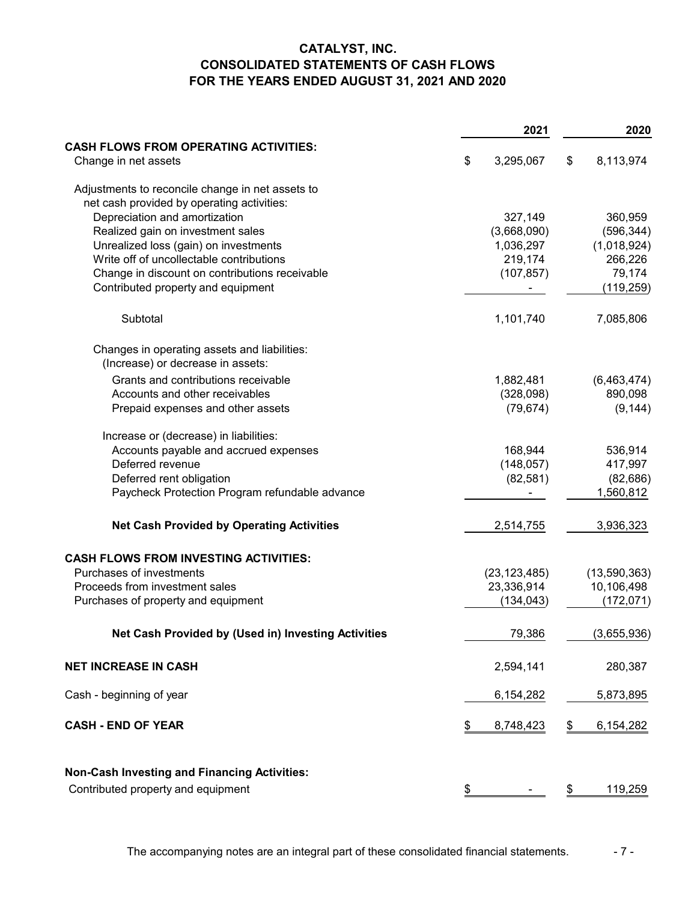# CATALYST, INC.
## CONSOLIDATED STATEMENTS OF CASH FLOWS
## FOR THE YEARS ENDED AUGUST 31, 2021 AND 2020

| | 2021 | 2020 |
|---|---|---|
| **CASH FLOWS FROM OPERATING ACTIVITIES:** | | |
| Change in net assets | $ 3,295,067 | $ 8,113,974 |
| Adjustments to reconcile change in net assets to net cash provided by operating activities: | | |
| Depreciation and amortization | 327,149 | 360,959 |
| Realized gain on investment sales | (3,668,090) | (596,344) |
| Unrealized loss (gain) on investments | 1,036,297 | (1,018,924) |
| Write off of uncollectable contributions | 219,174 | 266,226 |
| Change in discount on contributions receivable | (107,857) | 79,174 |
| Contributed property and equipment | - | (119,259) |
| Subtotal | 1,101,740 | 7,085,806 |
| Changes in operating assets and liabilities: | | |
| (Increase) or decrease in assets: | | |
| Grants and contributions receivable | 1,882,481 | (6,463,474) |
| Accounts and other receivables | (328,098) | 890,098 |
| Prepaid expenses and other assets | (79,674) | (9,144) |
| Increase or (decrease) in liabilities: | | |
| Accounts payable and accrued expenses | 168,944 | 536,914 |
| Deferred revenue | (148,057) | 417,997 |
| Deferred rent obligation | (82,581) | (82,686) |
| Paycheck Protection Program refundable advance | - | 1,560,812 |
| **Net Cash Provided by Operating Activities** | 2,514,755 | 3,936,323 |
| **CASH FLOWS FROM INVESTING ACTIVITIES:** | | |
| Purchases of investments | (23,123,485) | (13,590,363) |
| Proceeds from investment sales | 23,336,914 | 10,106,498 |
| Purchases of property and equipment | (134,043) | (172,071) |
| **Net Cash Provided by (Used in) Investing Activities** | 79,386 | (3,655,936) |
| **NET INCREASE IN CASH** | 2,594,141 | 280,387 |
| Cash - beginning of year | 6,154,282 | 5,873,895 |
| **CASH - END OF YEAR** | $ 8,748,423 | $ 6,154,282 |
| **Non-Cash Investing and Financing Activities:** | | |
| Contributed property and equipment | $ - | $ 119,259 |

The accompanying notes are an integral part of these consolidated financial statements.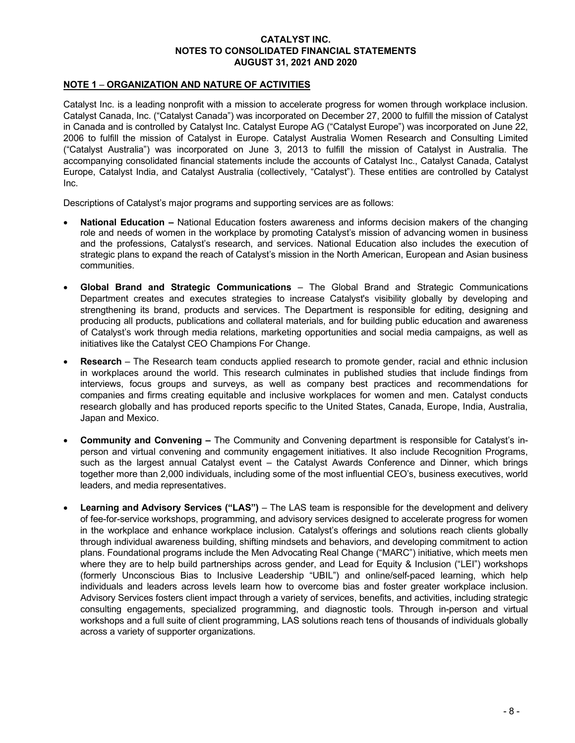# CATALYST INC.
# NOTES TO CONSOLIDATED FINANCIAL STATEMENTS
# AUGUST 31, 2021 AND 2020

## NOTE 1 – ORGANIZATION AND NATURE OF ACTIVITIES

Catalyst Inc. is a leading nonprofit with a mission to accelerate progress for women through workplace inclusion. Catalyst Canada, Inc. ("Catalyst Canada") was incorporated on December 27, 2000 to fulfill the mission of Catalyst in Canada and is controlled by Catalyst Inc. Catalyst Europe AG ("Catalyst Europe") was incorporated on June 22, 2006 to fulfill the mission of Catalyst in Europe. Catalyst Australia Women Research and Consulting Limited ("Catalyst Australia") was incorporated on June 3, 2013 to fulfill the mission of Catalyst in Australia. The accompanying consolidated financial statements include the accounts of Catalyst Inc., Catalyst Canada, Catalyst Europe, Catalyst India, and Catalyst Australia (collectively, "Catalyst"). These entities are controlled by Catalyst Inc.

Descriptions of Catalyst's major programs and supporting services are as follows:

- **National Education –** National Education fosters awareness and informs decision makers of the changing role and needs of women in the workplace by promoting Catalyst's mission of advancing women in business and the professions, Catalyst's research, and services. National Education also includes the execution of strategic plans to expand the reach of Catalyst's mission in the North American, European and Asian business communities.

- **Global Brand and Strategic Communications** – The Global Brand and Strategic Communications Department creates and executes strategies to increase Catalyst's visibility globally by developing and strengthening its brand, products and services. The Department is responsible for editing, designing and producing all products, publications and collateral materials, and for building public education and awareness of Catalyst's work through media relations, marketing opportunities and social media campaigns, as well as initiatives like the Catalyst CEO Champions For Change.

- **Research** – The Research team conducts applied research to promote gender, racial and ethnic inclusion in workplaces around the world. This research culminates in published studies that include findings from interviews, focus groups and surveys, as well as company best practices and recommendations for companies and firms creating equitable and inclusive workplaces for women and men. Catalyst conducts research globally and has produced reports specific to the United States, Canada, Europe, India, Australia, Japan and Mexico.

- **Community and Convening –** The Community and Convening department is responsible for Catalyst's in-person and virtual convening and community engagement initiatives. It also include Recognition Programs, such as the largest annual Catalyst event – the Catalyst Awards Conference and Dinner, which brings together more than 2,000 individuals, including some of the most influential CEO's, business executives, world leaders, and media representatives.

- **Learning and Advisory Services ("LAS")** – The LAS team is responsible for the development and delivery of fee-for-service workshops, programming, and advisory services designed to accelerate progress for women in the workplace and enhance workplace inclusion. Catalyst's offerings and solutions reach clients globally through individual awareness building, shifting mindsets and behaviors, and developing commitment to action plans. Foundational programs include the Men Advocating Real Change ("MARC") initiative, which meets men where they are to help build partnerships across gender, and Lead for Equity & Inclusion ("LEI") workshops (formerly Unconscious Bias to Inclusive Leadership "UBIL") and online/self-paced learning, which help individuals and leaders across levels learn how to overcome bias and foster greater workplace inclusion. Advisory Services fosters client impact through a variety of services, benefits, and activities, including strategic consulting engagements, specialized programming, and diagnostic tools. Through in-person and virtual workshops and a full suite of client programming, LAS solutions reach tens of thousands of individuals globally across a variety of supporter organizations.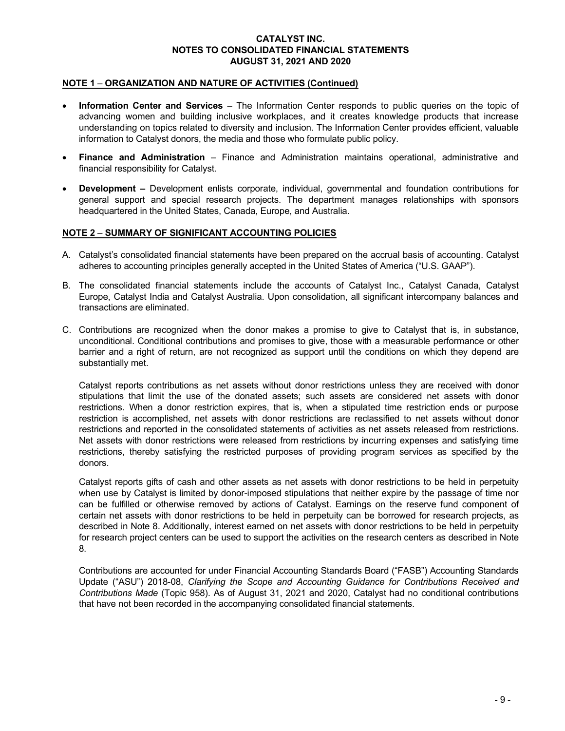**CATALYST INC.**
**NOTES TO CONSOLIDATED FINANCIAL STATEMENTS**
**AUGUST 31, 2021 AND 2020**

## NOTE 1 – ORGANIZATION AND NATURE OF ACTIVITIES (Continued)

- **Information Center and Services** – The Information Center responds to public queries on the topic of advancing women and building inclusive workplaces, and it creates knowledge products that increase understanding on topics related to diversity and inclusion. The Information Center provides efficient, valuable information to Catalyst donors, the media and those who formulate public policy.
- **Finance and Administration** – Finance and Administration maintains operational, administrative and financial responsibility for Catalyst.
- **Development –** Development enlists corporate, individual, governmental and foundation contributions for general support and special research projects. The department manages relationships with sponsors headquartered in the United States, Canada, Europe, and Australia.

## NOTE 2 – SUMMARY OF SIGNIFICANT ACCOUNTING POLICIES

A. Catalyst's consolidated financial statements have been prepared on the accrual basis of accounting. Catalyst adheres to accounting principles generally accepted in the United States of America ("U.S. GAAP").

B. The consolidated financial statements include the accounts of Catalyst Inc., Catalyst Canada, Catalyst Europe, Catalyst India and Catalyst Australia. Upon consolidation, all significant intercompany balances and transactions are eliminated.

C. Contributions are recognized when the donor makes a promise to give to Catalyst that is, in substance, unconditional. Conditional contributions and promises to give, those with a measurable performance or other barrier and a right of return, are not recognized as support until the conditions on which they depend are substantially met.

Catalyst reports contributions as net assets without donor restrictions unless they are received with donor stipulations that limit the use of the donated assets; such assets are considered net assets with donor restrictions. When a donor restriction expires, that is, when a stipulated time restriction ends or purpose restriction is accomplished, net assets with donor restrictions are reclassified to net assets without donor restrictions and reported in the consolidated statements of activities as net assets released from restrictions. Net assets with donor restrictions were released from restrictions by incurring expenses and satisfying time restrictions, thereby satisfying the restricted purposes of providing program services as specified by the donors.

Catalyst reports gifts of cash and other assets as net assets with donor restrictions to be held in perpetuity when use by Catalyst is limited by donor-imposed stipulations that neither expire by the passage of time nor can be fulfilled or otherwise removed by actions of Catalyst. Earnings on the reserve fund component of certain net assets with donor restrictions to be held in perpetuity can be borrowed for research projects, as described in Note 8. Additionally, interest earned on net assets with donor restrictions to be held in perpetuity for research project centers can be used to support the activities on the research centers as described in Note 8.

Contributions are accounted for under Financial Accounting Standards Board ("FASB") Accounting Standards Update ("ASU") 2018-08, *Clarifying the Scope and Accounting Guidance for Contributions Received and Contributions Made* (Topic 958). As of August 31, 2021 and 2020, Catalyst had no conditional contributions that have not been recorded in the accompanying consolidated financial statements.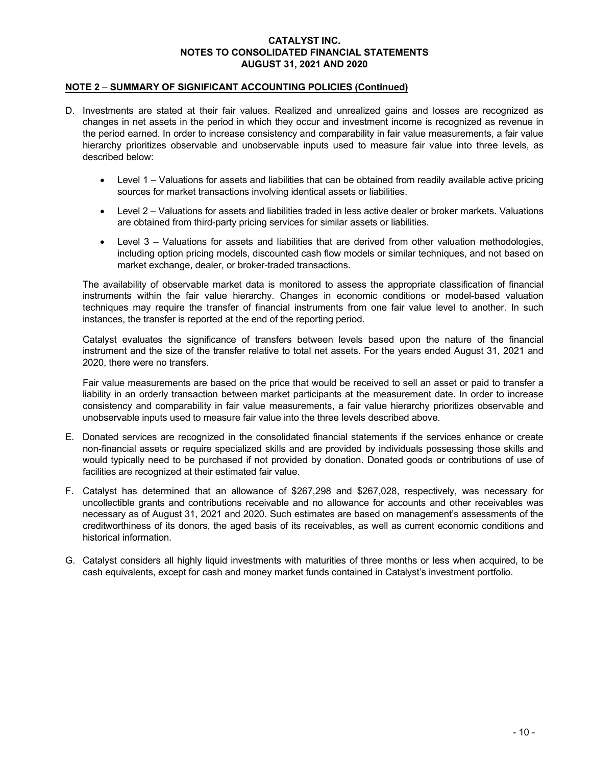**CATALYST INC.**
**NOTES TO CONSOLIDATED FINANCIAL STATEMENTS**
**AUGUST 31, 2021 AND 2020**

## NOTE 2 – SUMMARY OF SIGNIFICANT ACCOUNTING POLICIES (Continued)

D. Investments are stated at their fair values. Realized and unrealized gains and losses are recognized as changes in net assets in the period in which they occur and investment income is recognized as revenue in the period earned. In order to increase consistency and comparability in fair value measurements, a fair value hierarchy prioritizes observable and unobservable inputs used to measure fair value into three levels, as described below:

   - Level 1 – Valuations for assets and liabilities that can be obtained from readily available active pricing sources for market transactions involving identical assets or liabilities.
   - Level 2 – Valuations for assets and liabilities traded in less active dealer or broker markets. Valuations are obtained from third-party pricing services for similar assets or liabilities.
   - Level 3 – Valuations for assets and liabilities that are derived from other valuation methodologies, including option pricing models, discounted cash flow models or similar techniques, and not based on market exchange, dealer, or broker-traded transactions.

   The availability of observable market data is monitored to assess the appropriate classification of financial instruments within the fair value hierarchy. Changes in economic conditions or model-based valuation techniques may require the transfer of financial instruments from one fair value level to another. In such instances, the transfer is reported at the end of the reporting period.

   Catalyst evaluates the significance of transfers between levels based upon the nature of the financial instrument and the size of the transfer relative to total net assets. For the years ended August 31, 2021 and 2020, there were no transfers.

   Fair value measurements are based on the price that would be received to sell an asset or paid to transfer a liability in an orderly transaction between market participants at the measurement date. In order to increase consistency and comparability in fair value measurements, a fair value hierarchy prioritizes observable and unobservable inputs used to measure fair value into the three levels described above.

E. Donated services are recognized in the consolidated financial statements if the services enhance or create non-financial assets or require specialized skills and are provided by individuals possessing those skills and would typically need to be purchased if not provided by donation. Donated goods or contributions of use of facilities are recognized at their estimated fair value.

F. Catalyst has determined that an allowance of $267,298 and $267,028, respectively, was necessary for uncollectible grants and contributions receivable and no allowance for accounts and other receivables was necessary as of August 31, 2021 and 2020. Such estimates are based on management's assessments of the creditworthiness of its donors, the aged basis of its receivables, as well as current economic conditions and historical information.

G. Catalyst considers all highly liquid investments with maturities of three months or less when acquired, to be cash equivalents, except for cash and money market funds contained in Catalyst's investment portfolio.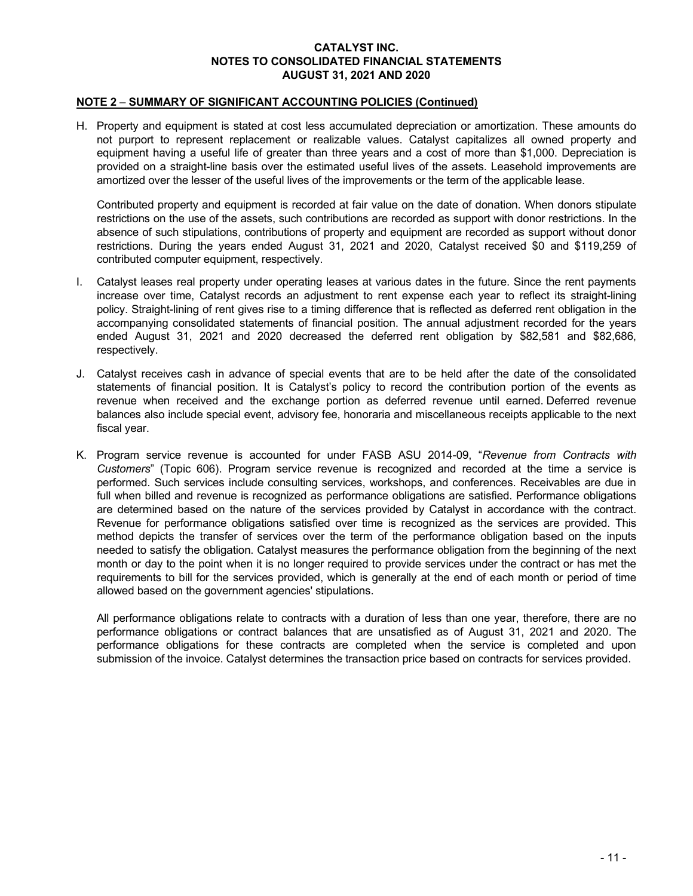**CATALYST INC.**
**NOTES TO CONSOLIDATED FINANCIAL STATEMENTS**
**AUGUST 31, 2021 AND 2020**

## NOTE 2 – SUMMARY OF SIGNIFICANT ACCOUNTING POLICIES (Continued)

H. Property and equipment is stated at cost less accumulated depreciation or amortization. These amounts do not purport to represent replacement or realizable values. Catalyst capitalizes all owned property and equipment having a useful life of greater than three years and a cost of more than $1,000. Depreciation is provided on a straight-line basis over the estimated useful lives of the assets. Leasehold improvements are amortized over the lesser of the useful lives of the improvements or the term of the applicable lease.

   Contributed property and equipment is recorded at fair value on the date of donation. When donors stipulate restrictions on the use of the assets, such contributions are recorded as support with donor restrictions. In the absence of such stipulations, contributions of property and equipment are recorded as support without donor restrictions. During the years ended August 31, 2021 and 2020, Catalyst received $0 and $119,259 of contributed computer equipment, respectively.

I. Catalyst leases real property under operating leases at various dates in the future. Since the rent payments increase over time, Catalyst records an adjustment to rent expense each year to reflect its straight-lining policy. Straight-lining of rent gives rise to a timing difference that is reflected as deferred rent obligation in the accompanying consolidated statements of financial position. The annual adjustment recorded for the years ended August 31, 2021 and 2020 decreased the deferred rent obligation by $82,581 and $82,686, respectively.

J. Catalyst receives cash in advance of special events that are to be held after the date of the consolidated statements of financial position. It is Catalyst's policy to record the contribution portion of the events as revenue when received and the exchange portion as deferred revenue until earned. Deferred revenue balances also include special event, advisory fee, honoraria and miscellaneous receipts applicable to the next fiscal year.

K. Program service revenue is accounted for under FASB ASU 2014-09, "*Revenue from Contracts with Customers*" (Topic 606). Program service revenue is recognized and recorded at the time a service is performed. Such services include consulting services, workshops, and conferences. Receivables are due in full when billed and revenue is recognized as performance obligations are satisfied. Performance obligations are determined based on the nature of the services provided by Catalyst in accordance with the contract. Revenue for performance obligations satisfied over time is recognized as the services are provided. This method depicts the transfer of services over the term of the performance obligation based on the inputs needed to satisfy the obligation. Catalyst measures the performance obligation from the beginning of the next month or day to the point when it is no longer required to provide services under the contract or has met the requirements to bill for the services provided, which is generally at the end of each month or period of time allowed based on the government agencies' stipulations.

   All performance obligations relate to contracts with a duration of less than one year, therefore, there are no performance obligations or contract balances that are unsatisfied as of August 31, 2021 and 2020. The performance obligations for these contracts are completed when the service is completed and upon submission of the invoice. Catalyst determines the transaction price based on contracts for services provided.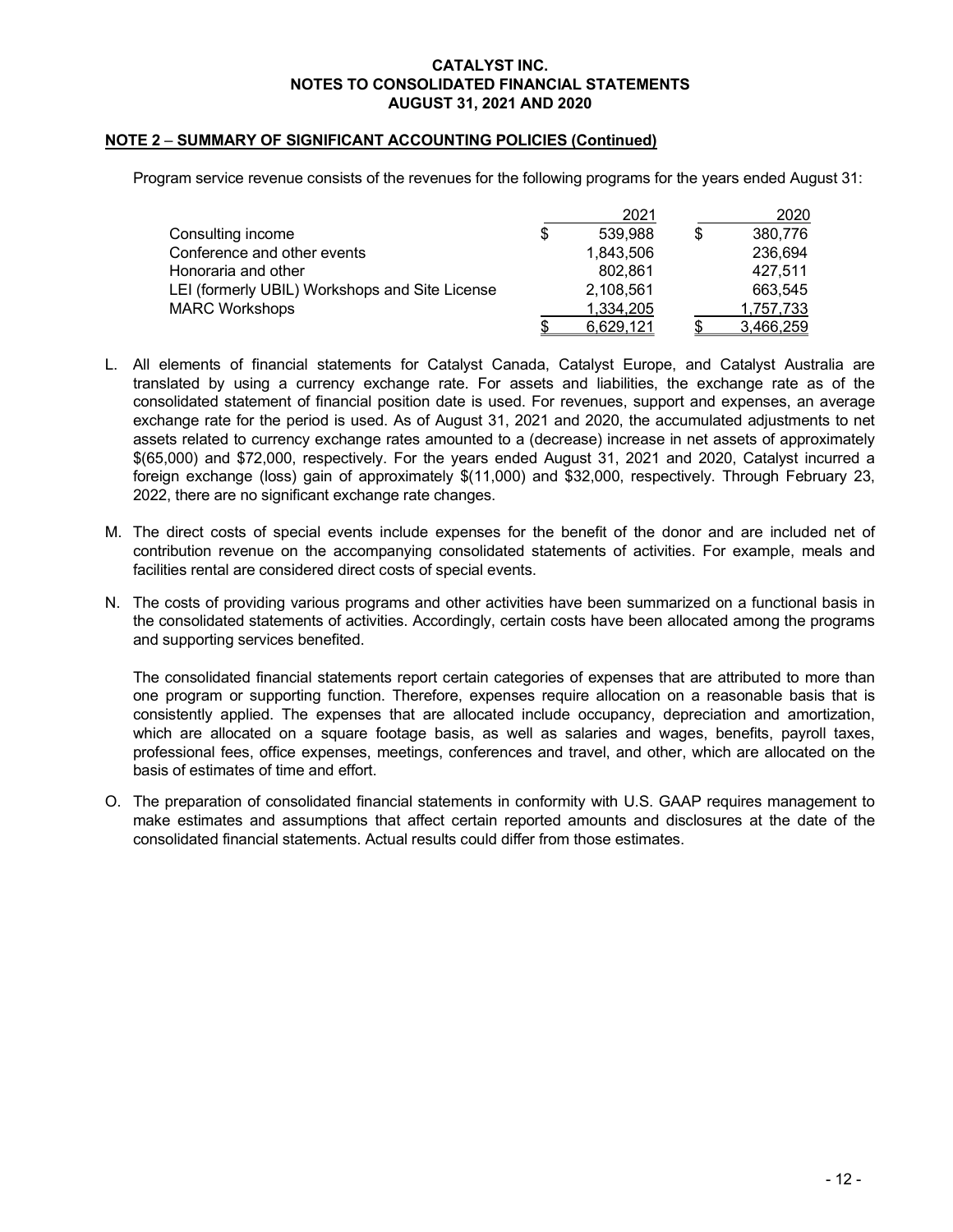**CATALYST INC.**
**NOTES TO CONSOLIDATED FINANCIAL STATEMENTS**
**AUGUST 31, 2021 AND 2020**

**NOTE 2 – SUMMARY OF SIGNIFICANT ACCOUNTING POLICIES (Continued)**

Program service revenue consists of the revenues for the following programs for the years ended August 31:

| | 2021 | 2020 |
|---|---|---|
| Consulting income | $ 539,988 | $ 380,776 |
| Conference and other events | 1,843,506 | 236,694 |
| Honoraria and other | 802,861 | 427,511 |
| LEI (formerly UBIL) Workshops and Site License | 2,108,561 | 663,545 |
| MARC Workshops | 1,334,205 | 1,757,733 |
| | $ 6,629,121 | $ 3,466,259 |

L. All elements of financial statements for Catalyst Canada, Catalyst Europe, and Catalyst Australia are translated by using a currency exchange rate. For assets and liabilities, the exchange rate as of the consolidated statement of financial position date is used. For revenues, support and expenses, an average exchange rate for the period is used. As of August 31, 2021 and 2020, the accumulated adjustments to net assets related to currency exchange rates amounted to a (decrease) increase in net assets of approximately $(65,000) and $72,000, respectively. For the years ended August 31, 2021 and 2020, Catalyst incurred a foreign exchange (loss) gain of approximately $(11,000) and $32,000, respectively. Through February 23, 2022, there are no significant exchange rate changes.

M. The direct costs of special events include expenses for the benefit of the donor and are included net of contribution revenue on the accompanying consolidated statements of activities. For example, meals and facilities rental are considered direct costs of special events.

N. The costs of providing various programs and other activities have been summarized on a functional basis in the consolidated statements of activities. Accordingly, certain costs have been allocated among the programs and supporting services benefited.

The consolidated financial statements report certain categories of expenses that are attributed to more than one program or supporting function. Therefore, expenses require allocation on a reasonable basis that is consistently applied. The expenses that are allocated include occupancy, depreciation and amortization, which are allocated on a square footage basis, as well as salaries and wages, benefits, payroll taxes, professional fees, office expenses, meetings, conferences and travel, and other, which are allocated on the basis of estimates of time and effort.

O. The preparation of consolidated financial statements in conformity with U.S. GAAP requires management to make estimates and assumptions that affect certain reported amounts and disclosures at the date of the consolidated financial statements. Actual results could differ from those estimates.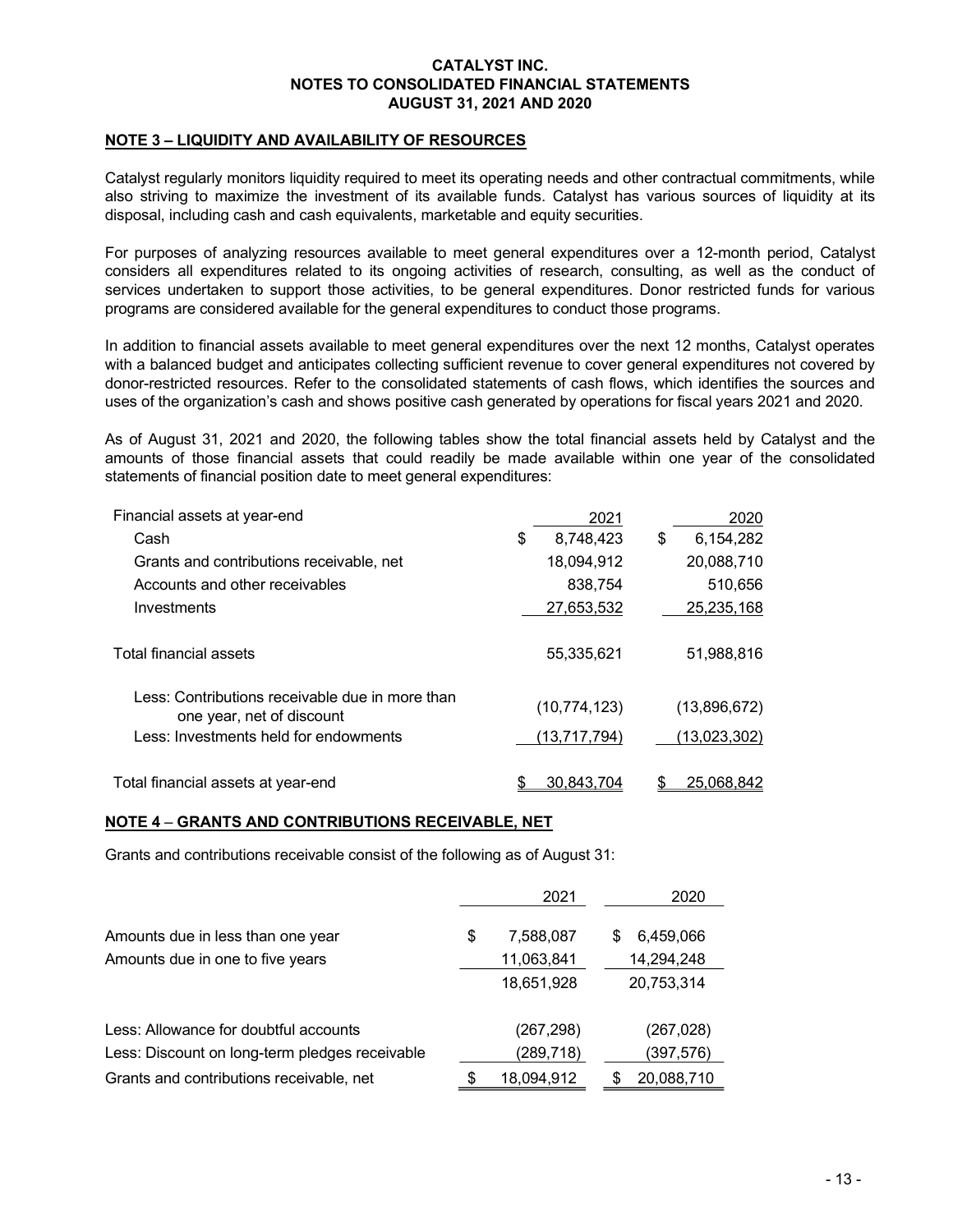**CATALYST INC.**
**NOTES TO CONSOLIDATED FINANCIAL STATEMENTS**
**AUGUST 31, 2021 AND 2020**

## NOTE 3 – LIQUIDITY AND AVAILABILITY OF RESOURCES

Catalyst regularly monitors liquidity required to meet its operating needs and other contractual commitments, while also striving to maximize the investment of its available funds. Catalyst has various sources of liquidity at its disposal, including cash and cash equivalents, marketable and equity securities.

For purposes of analyzing resources available to meet general expenditures over a 12-month period, Catalyst considers all expenditures related to its ongoing activities of research, consulting, as well as the conduct of services undertaken to support those activities, to be general expenditures. Donor restricted funds for various programs are considered available for the general expenditures to conduct those programs.

In addition to financial assets available to meet general expenditures over the next 12 months, Catalyst operates with a balanced budget and anticipates collecting sufficient revenue to cover general expenditures not covered by donor-restricted resources. Refer to the consolidated statements of cash flows, which identifies the sources and uses of the organization's cash and shows positive cash generated by operations for fiscal years 2021 and 2020.

As of August 31, 2021 and 2020, the following tables show the total financial assets held by Catalyst and the amounts of those financial assets that could readily be made available within one year of the consolidated statements of financial position date to meet general expenditures:

| Financial assets at year-end | 2021 | 2020 |
|---|---|---|
| Cash | $ 8,748,423 | $ 6,154,282 |
| Grants and contributions receivable, net | 18,094,912 | 20,088,710 |
| Accounts and other receivables | 838,754 | 510,656 |
| Investments | 27,653,532 | 25,235,168 |
| Total financial assets | 55,335,621 | 51,988,816 |
| Less: Contributions receivable due in more than one year, net of discount | (10,774,123) | (13,896,672) |
| Less: Investments held for endowments | (13,717,794) | (13,023,302) |
| Total financial assets at year-end | $ 30,843,704 | $ 25,068,842 |

## NOTE 4 – GRANTS AND CONTRIBUTIONS RECEIVABLE, NET

Grants and contributions receivable consist of the following as of August 31:

| | 2021 | 2020 |
|---|---|---|
| Amounts due in less than one year | $ 7,588,087 | $ 6,459,066 |
| Amounts due in one to five years | 11,063,841 | 14,294,248 |
| | 18,651,928 | 20,753,314 |
| Less: Allowance for doubtful accounts | (267,298) | (267,028) |
| Less: Discount on long-term pledges receivable | (289,718) | (397,576) |
| Grants and contributions receivable, net | $ 18,094,912 | $ 20,088,710 |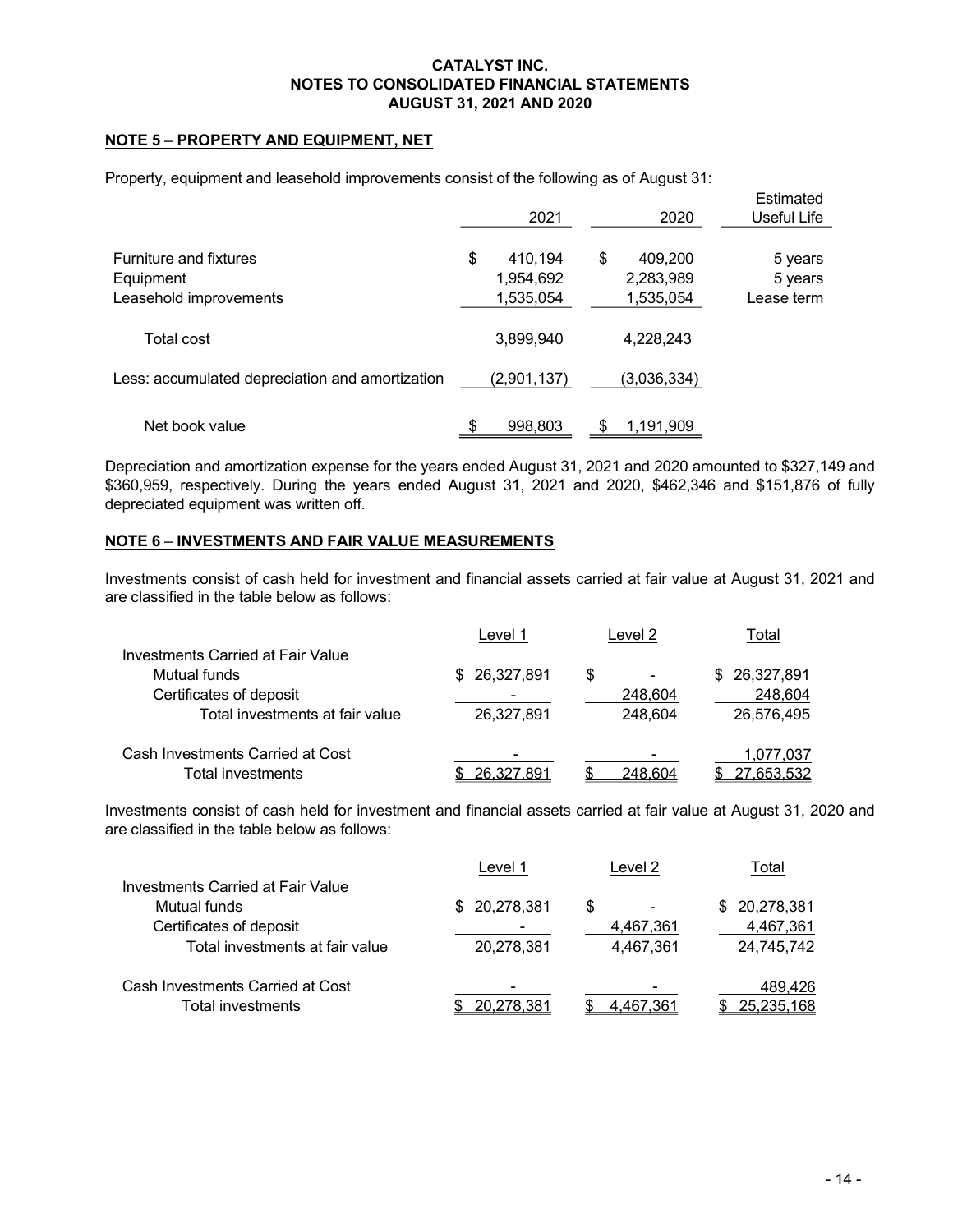**CATALYST INC.**
**NOTES TO CONSOLIDATED FINANCIAL STATEMENTS**
**AUGUST 31, 2021 AND 2020**

## NOTE 5 – PROPERTY AND EQUIPMENT, NET

Property, equipment and leasehold improvements consist of the following as of August 31:

| | 2021 | 2020 | Estimated Useful Life |
|---|---|---|---|
| Furniture and fixtures | $ 410,194 | $ 409,200 | 5 years |
| Equipment | 1,954,692 | 2,283,989 | 5 years |
| Leasehold improvements | 1,535,054 | 1,535,054 | Lease term |
| Total cost | 3,899,940 | 4,228,243 | |
| Less: accumulated depreciation and amortization | (2,901,137) | (3,036,334) | |
| Net book value | $ 998,803 | $ 1,191,909 | |

Depreciation and amortization expense for the years ended August 31, 2021 and 2020 amounted to $327,149 and $360,959, respectively. During the years ended August 31, 2021 and 2020, $462,346 and $151,876 of fully depreciated equipment was written off.

## NOTE 6 – INVESTMENTS AND FAIR VALUE MEASUREMENTS

Investments consist of cash held for investment and financial assets carried at fair value at August 31, 2021 and are classified in the table below as follows:

| | Level 1 | Level 2 | Total |
|---|---|---|---|
| Investments Carried at Fair Value | | | |
| Mutual funds | $ 26,327,891 | $ - | $ 26,327,891 |
| Certificates of deposit | - | 248,604 | 248,604 |
| Total investments at fair value | 26,327,891 | 248,604 | 26,576,495 |
| Cash Investments Carried at Cost | - | - | 1,077,037 |
| Total investments | $ 26,327,891 | $ 248,604 | $ 27,653,532 |

Investments consist of cash held for investment and financial assets carried at fair value at August 31, 2020 and are classified in the table below as follows:

| | Level 1 | Level 2 | Total |
|---|---|---|---|
| Investments Carried at Fair Value | | | |
| Mutual funds | $ 20,278,381 | $ - | $ 20,278,381 |
| Certificates of deposit | - | 4,467,361 | 4,467,361 |
| Total investments at fair value | 20,278,381 | 4,467,361 | 24,745,742 |
| Cash Investments Carried at Cost | - | - | 489,426 |
| Total investments | $ 20,278,381 | $ 4,467,361 | $ 25,235,168 |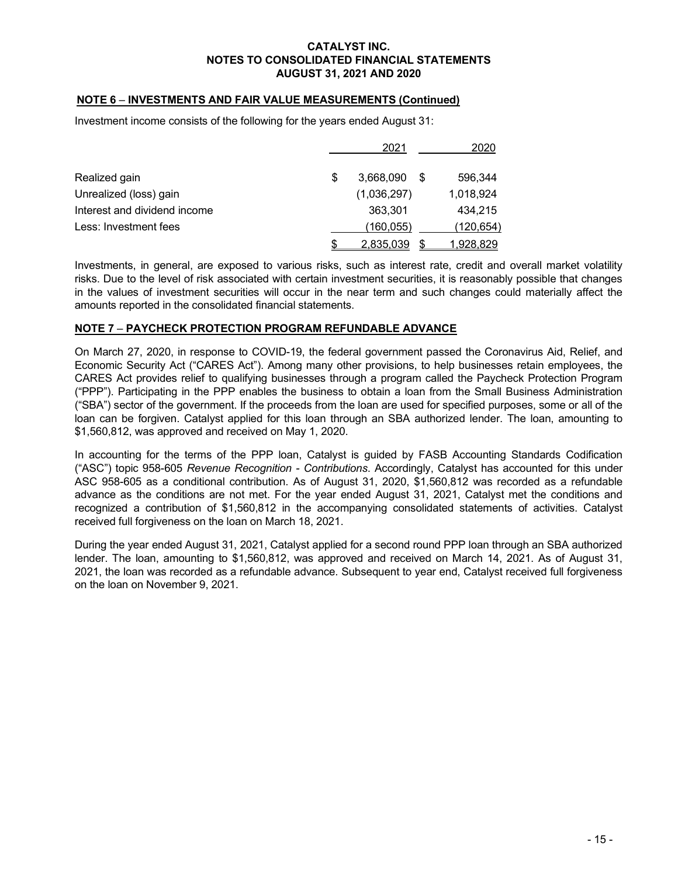**NOTE 6 – INVESTMENTS AND FAIR VALUE MEASUREMENTS (Continued)**

Investment income consists of the following for the years ended August 31:

| | 2021 | 2020 |
|---|---|---|
| Realized gain | $ 3,668,090 | $ 596,344 |
| Unrealized (loss) gain | (1,036,297) | 1,018,924 |
| Interest and dividend income | 363,301 | 434,215 |
| Less: Investment fees | (160,055) | (120,654) |
| | $ 2,835,039 | $ 1,928,829 |

Investments, in general, are exposed to various risks, such as interest rate, credit and overall market volatility risks. Due to the level of risk associated with certain investment securities, it is reasonably possible that changes in the values of investment securities will occur in the near term and such changes could materially affect the amounts reported in the consolidated financial statements.

**NOTE 7 – PAYCHECK PROTECTION PROGRAM REFUNDABLE ADVANCE**

On March 27, 2020, in response to COVID-19, the federal government passed the Coronavirus Aid, Relief, and Economic Security Act ("CARES Act"). Among many other provisions, to help businesses retain employees, the CARES Act provides relief to qualifying businesses through a program called the Paycheck Protection Program ("PPP"). Participating in the PPP enables the business to obtain a loan from the Small Business Administration ("SBA") sector of the government. If the proceeds from the loan are used for specified purposes, some or all of the loan can be forgiven. Catalyst applied for this loan through an SBA authorized lender. The loan, amounting to $1,560,812, was approved and received on May 1, 2020.

In accounting for the terms of the PPP loan, Catalyst is guided by FASB Accounting Standards Codification ("ASC") topic 958-605 *Revenue Recognition - Contributions*. Accordingly, Catalyst has accounted for this under ASC 958-605 as a conditional contribution. As of August 31, 2020, $1,560,812 was recorded as a refundable advance as the conditions are not met. For the year ended August 31, 2021, Catalyst met the conditions and recognized a contribution of $1,560,812 in the accompanying consolidated statements of activities. Catalyst received full forgiveness on the loan on March 18, 2021.

During the year ended August 31, 2021, Catalyst applied for a second round PPP loan through an SBA authorized lender. The loan, amounting to $1,560,812, was approved and received on March 14, 2021. As of August 31, 2021, the loan was recorded as a refundable advance. Subsequent to year end, Catalyst received full forgiveness on the loan on November 9, 2021.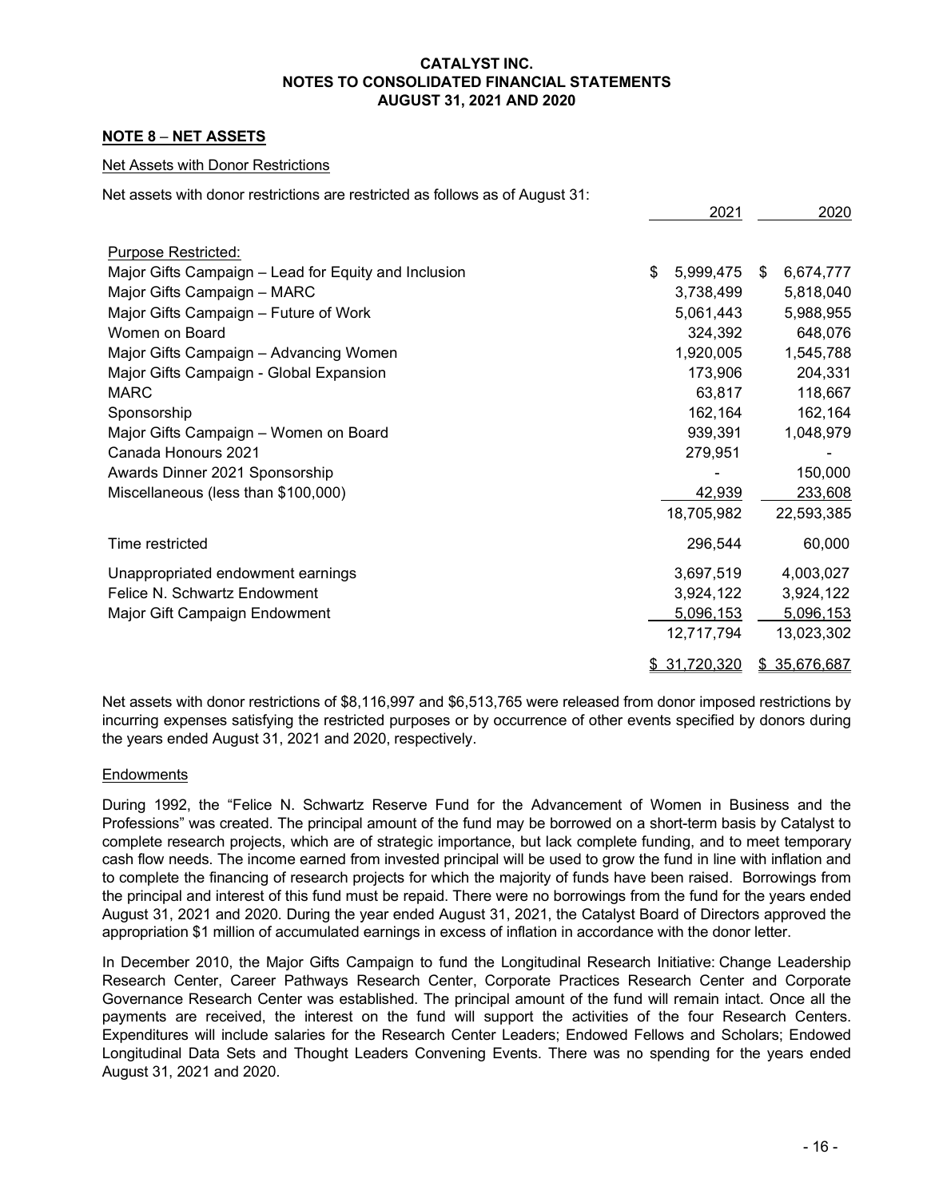**CATALYST INC.**
**NOTES TO CONSOLIDATED FINANCIAL STATEMENTS**
**AUGUST 31, 2021 AND 2020**

## NOTE 8 – NET ASSETS

### Net Assets with Donor Restrictions

Net assets with donor restrictions are restricted as follows as of August 31:

| | 2021 | 2020 |
|---|---|---|
| Purpose Restricted: | | |
| Major Gifts Campaign – Lead for Equity and Inclusion | $ 5,999,475 | $ 6,674,777 |
| Major Gifts Campaign – MARC | 3,738,499 | 5,818,040 |
| Major Gifts Campaign – Future of Work | 5,061,443 | 5,988,955 |
| Women on Board | 324,392 | 648,076 |
| Major Gifts Campaign – Advancing Women | 1,920,005 | 1,545,788 |
| Major Gifts Campaign - Global Expansion | 173,906 | 204,331 |
| MARC | 63,817 | 118,667 |
| Sponsorship | 162,164 | 162,164 |
| Major Gifts Campaign – Women on Board | 939,391 | 1,048,979 |
| Canada Honours 2021 | 279,951 | - |
| Awards Dinner 2021 Sponsorship | - | 150,000 |
| Miscellaneous (less than $100,000) | 42,939 | 233,608 |
| | 18,705,982 | 22,593,385 |
| Time restricted | 296,544 | 60,000 |
| Unappropriated endowment earnings | 3,697,519 | 4,003,027 |
| Felice N. Schwartz Endowment | 3,924,122 | 3,924,122 |
| Major Gift Campaign Endowment | 5,096,153 | 5,096,153 |
| | 12,717,794 | 13,023,302 |
| | $ 31,720,320 | $ 35,676,687 |

Net assets with donor restrictions of $8,116,997 and $6,513,765 were released from donor imposed restrictions by incurring expenses satisfying the restricted purposes or by occurrence of other events specified by donors during the years ended August 31, 2021 and 2020, respectively.

### Endowments

During 1992, the "Felice N. Schwartz Reserve Fund for the Advancement of Women in Business and the Professions" was created. The principal amount of the fund may be borrowed on a short-term basis by Catalyst to complete research projects, which are of strategic importance, but lack complete funding, and to meet temporary cash flow needs. The income earned from invested principal will be used to grow the fund in line with inflation and to complete the financing of research projects for which the majority of funds have been raised. Borrowings from the principal and interest of this fund must be repaid. There were no borrowings from the fund for the years ended August 31, 2021 and 2020. During the year ended August 31, 2021, the Catalyst Board of Directors approved the appropriation $1 million of accumulated earnings in excess of inflation in accordance with the donor letter.

In December 2010, the Major Gifts Campaign to fund the Longitudinal Research Initiative: Change Leadership Research Center, Career Pathways Research Center, Corporate Practices Research Center and Corporate Governance Research Center was established. The principal amount of the fund will remain intact. Once all the payments are received, the interest on the fund will support the activities of the four Research Centers. Expenditures will include salaries for the Research Center Leaders; Endowed Fellows and Scholars; Endowed Longitudinal Data Sets and Thought Leaders Convening Events. There was no spending for the years ended August 31, 2021 and 2020.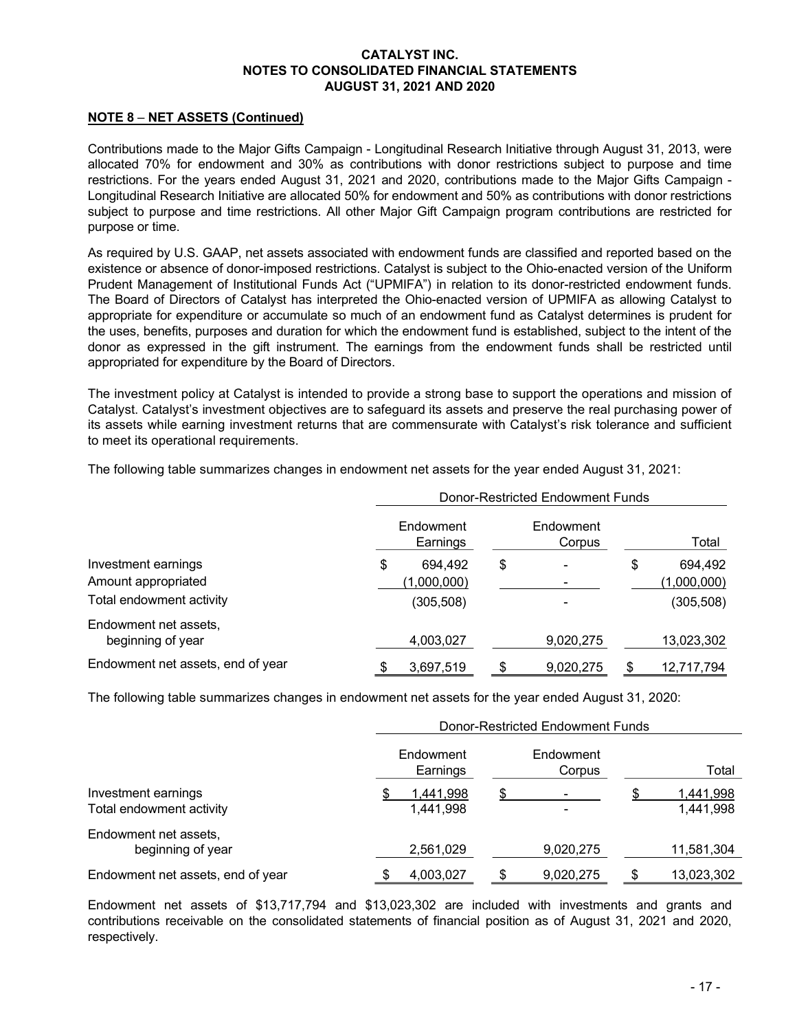**CATALYST INC.**
**NOTES TO CONSOLIDATED FINANCIAL STATEMENTS**
**AUGUST 31, 2021 AND 2020**

**NOTE 8 – NET ASSETS (Continued)**

Contributions made to the Major Gifts Campaign - Longitudinal Research Initiative through August 31, 2013, were allocated 70% for endowment and 30% as contributions with donor restrictions subject to purpose and time restrictions. For the years ended August 31, 2021 and 2020, contributions made to the Major Gifts Campaign - Longitudinal Research Initiative are allocated 50% for endowment and 50% as contributions with donor restrictions subject to purpose and time restrictions. All other Major Gift Campaign program contributions are restricted for purpose or time.

As required by U.S. GAAP, net assets associated with endowment funds are classified and reported based on the existence or absence of donor-imposed restrictions. Catalyst is subject to the Ohio-enacted version of the Uniform Prudent Management of Institutional Funds Act ("UPMIFA") in relation to its donor-restricted endowment funds. The Board of Directors of Catalyst has interpreted the Ohio-enacted version of UPMIFA as allowing Catalyst to appropriate for expenditure or accumulate so much of an endowment fund as Catalyst determines is prudent for the uses, benefits, purposes and duration for which the endowment fund is established, subject to the intent of the donor as expressed in the gift instrument. The earnings from the endowment funds shall be restricted until appropriated for expenditure by the Board of Directors.

The investment policy at Catalyst is intended to provide a strong base to support the operations and mission of Catalyst. Catalyst's investment objectives are to safeguard its assets and preserve the real purchasing power of its assets while earning investment returns that are commensurate with Catalyst's risk tolerance and sufficient to meet its operational requirements.

The following table summarizes changes in endowment net assets for the year ended August 31, 2021:

| | Donor-Restricted Endowment Funds | | |
|---|---|---|---|
| | Endowment Earnings | Endowment Corpus | Total |
| Investment earnings | $ 694,492 | $ - | $ 694,492 |
| Amount appropriated | (1,000,000) | - | (1,000,000) |
| Total endowment activity | (305,508) | - | (305,508) |
| Endowment net assets, beginning of year | 4,003,027 | 9,020,275 | 13,023,302 |
| Endowment net assets, end of year | $ 3,697,519 | $ 9,020,275 | $ 12,717,794 |

The following table summarizes changes in endowment net assets for the year ended August 31, 2020:

| | Donor-Restricted Endowment Funds | | |
|---|---|---|---|
| | Endowment Earnings | Endowment Corpus | Total |
| Investment earnings | $ 1,441,998 | $ - | $ 1,441,998 |
| Total endowment activity | 1,441,998 | - | 1,441,998 |
| Endowment net assets, beginning of year | 2,561,029 | 9,020,275 | 11,581,304 |
| Endowment net assets, end of year | $ 4,003,027 | $ 9,020,275 | $ 13,023,302 |

Endowment net assets of $13,717,794 and $13,023,302 are included with investments and grants and contributions receivable on the consolidated statements of financial position as of August 31, 2021 and 2020, respectively.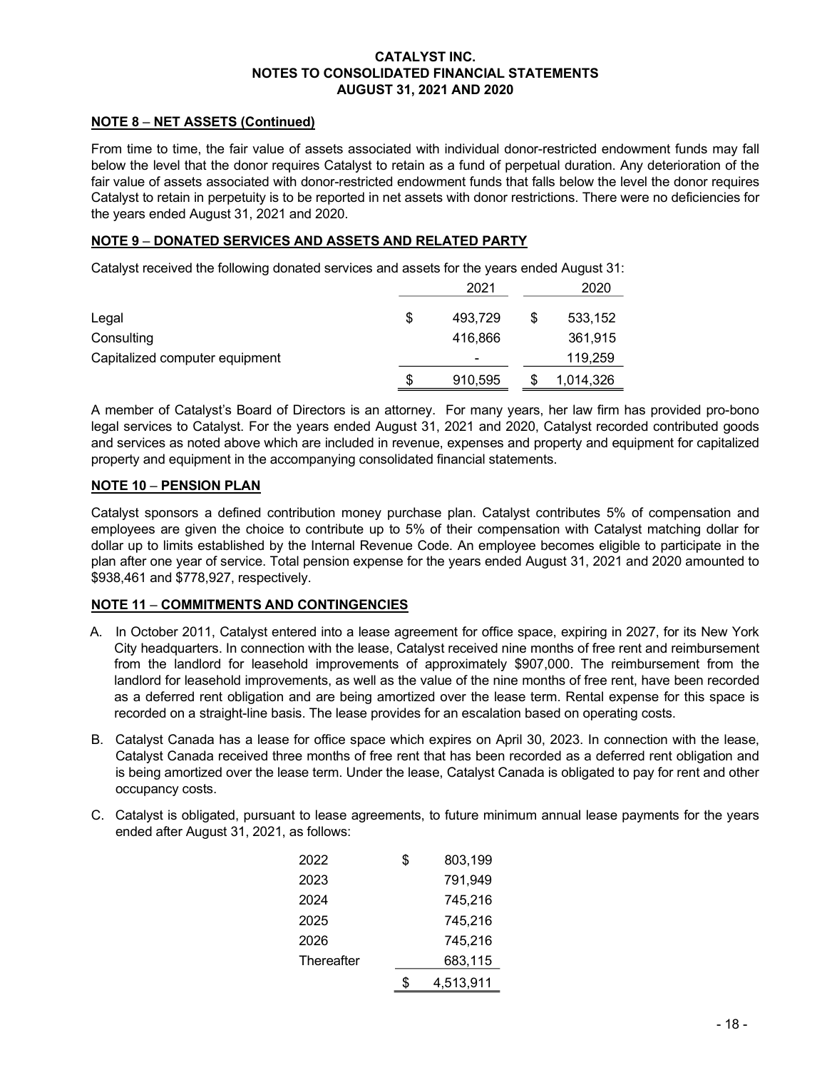**CATALYST INC.**
**NOTES TO CONSOLIDATED FINANCIAL STATEMENTS**
**AUGUST 31, 2021 AND 2020**

**NOTE 8 – NET ASSETS (Continued)**

From time to time, the fair value of assets associated with individual donor-restricted endowment funds may fall below the level that the donor requires Catalyst to retain as a fund of perpetual duration. Any deterioration of the fair value of assets associated with donor-restricted endowment funds that falls below the level the donor requires Catalyst to retain in perpetuity is to be reported in net assets with donor restrictions. There were no deficiencies for the years ended August 31, 2021 and 2020.

**NOTE 9 – DONATED SERVICES AND ASSETS AND RELATED PARTY**

Catalyst received the following donated services and assets for the years ended August 31:

| | 2021 | 2020 |
|---|---|---|
| Legal | $ 493,729 | $ 533,152 |
| Consulting | 416,866 | 361,915 |
| Capitalized computer equipment | - | 119,259 |
| | $ 910,595 | $ 1,014,326 |

A member of Catalyst's Board of Directors is an attorney. For many years, her law firm has provided pro-bono legal services to Catalyst. For the years ended August 31, 2021 and 2020, Catalyst recorded contributed goods and services as noted above which are included in revenue, expenses and property and equipment for capitalized property and equipment in the accompanying consolidated financial statements.

**NOTE 10 – PENSION PLAN**

Catalyst sponsors a defined contribution money purchase plan. Catalyst contributes 5% of compensation and employees are given the choice to contribute up to 5% of their compensation with Catalyst matching dollar for dollar up to limits established by the Internal Revenue Code. An employee becomes eligible to participate in the plan after one year of service. Total pension expense for the years ended August 31, 2021 and 2020 amounted to $938,461 and $778,927, respectively.

**NOTE 11 – COMMITMENTS AND CONTINGENCIES**

A. In October 2011, Catalyst entered into a lease agreement for office space, expiring in 2027, for its New York City headquarters. In connection with the lease, Catalyst received nine months of free rent and reimbursement from the landlord for leasehold improvements of approximately $907,000. The reimbursement from the landlord for leasehold improvements, as well as the value of the nine months of free rent, have been recorded as a deferred rent obligation and are being amortized over the lease term. Rental expense for this space is recorded on a straight-line basis. The lease provides for an escalation based on operating costs.

B. Catalyst Canada has a lease for office space which expires on April 30, 2023. In connection with the lease, Catalyst Canada received three months of free rent that has been recorded as a deferred rent obligation and is being amortized over the lease term. Under the lease, Catalyst Canada is obligated to pay for rent and other occupancy costs.

C. Catalyst is obligated, pursuant to lease agreements, to future minimum annual lease payments for the years ended after August 31, 2021, as follows:

| | |
|---|---|
| 2022 | $ 803,199 |
| 2023 | 791,949 |
| 2024 | 745,216 |
| 2025 | 745,216 |
| 2026 | 745,216 |
| Thereafter | 683,115 |
| | $ 4,513,911 |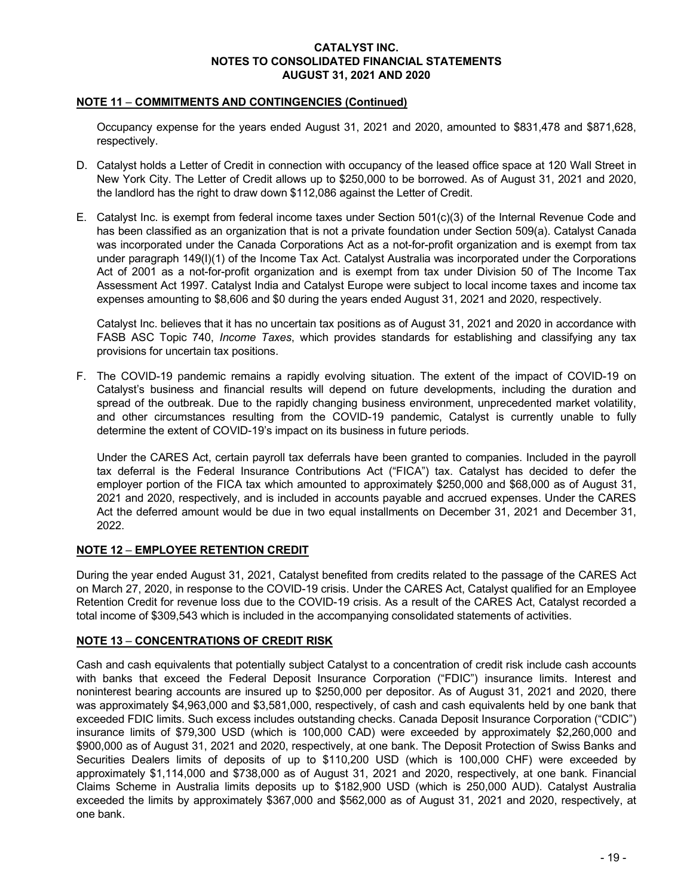## NOTE 11 – COMMITMENTS AND CONTINGENCIES (Continued)

Occupancy expense for the years ended August 31, 2021 and 2020, amounted to $831,478 and $871,628, respectively.

D. Catalyst holds a Letter of Credit in connection with occupancy of the leased office space at 120 Wall Street in New York City. The Letter of Credit allows up to $250,000 to be borrowed. As of August 31, 2021 and 2020, the landlord has the right to draw down $112,086 against the Letter of Credit.

E. Catalyst Inc. is exempt from federal income taxes under Section 501(c)(3) of the Internal Revenue Code and has been classified as an organization that is not a private foundation under Section 509(a). Catalyst Canada was incorporated under the Canada Corporations Act as a not-for-profit organization and is exempt from tax under paragraph 149(l)(1) of the Income Tax Act. Catalyst Australia was incorporated under the Corporations Act of 2001 as a not-for-profit organization and is exempt from tax under Division 50 of The Income Tax Assessment Act 1997. Catalyst India and Catalyst Europe were subject to local income taxes and income tax expenses amounting to $8,606 and $0 during the years ended August 31, 2021 and 2020, respectively.

   Catalyst Inc. believes that it has no uncertain tax positions as of August 31, 2021 and 2020 in accordance with FASB ASC Topic 740, *Income Taxes*, which provides standards for establishing and classifying any tax provisions for uncertain tax positions.

F. The COVID-19 pandemic remains a rapidly evolving situation. The extent of the impact of COVID-19 on Catalyst's business and financial results will depend on future developments, including the duration and spread of the outbreak. Due to the rapidly changing business environment, unprecedented market volatility, and other circumstances resulting from the COVID-19 pandemic, Catalyst is currently unable to fully determine the extent of COVID-19's impact on its business in future periods.

   Under the CARES Act, certain payroll tax deferrals have been granted to companies. Included in the payroll tax deferral is the Federal Insurance Contributions Act ("FICA") tax. Catalyst has decided to defer the employer portion of the FICA tax which amounted to approximately $250,000 and $68,000 as of August 31, 2021 and 2020, respectively, and is included in accounts payable and accrued expenses. Under the CARES Act the deferred amount would be due in two equal installments on December 31, 2021 and December 31, 2022.

## NOTE 12 – EMPLOYEE RETENTION CREDIT

During the year ended August 31, 2021, Catalyst benefited from credits related to the passage of the CARES Act on March 27, 2020, in response to the COVID-19 crisis. Under the CARES Act, Catalyst qualified for an Employee Retention Credit for revenue loss due to the COVID-19 crisis. As a result of the CARES Act, Catalyst recorded a total income of $309,543 which is included in the accompanying consolidated statements of activities.

## NOTE 13 – CONCENTRATIONS OF CREDIT RISK

Cash and cash equivalents that potentially subject Catalyst to a concentration of credit risk include cash accounts with banks that exceed the Federal Deposit Insurance Corporation ("FDIC") insurance limits. Interest and noninterest bearing accounts are insured up to $250,000 per depositor. As of August 31, 2021 and 2020, there was approximately $4,963,000 and $3,581,000, respectively, of cash and cash equivalents held by one bank that exceeded FDIC limits. Such excess includes outstanding checks. Canada Deposit Insurance Corporation ("CDIC") insurance limits of $79,300 USD (which is 100,000 CAD) were exceeded by approximately $2,260,000 and $900,000 as of August 31, 2021 and 2020, respectively, at one bank. The Deposit Protection of Swiss Banks and Securities Dealers limits of deposits of up to $110,200 USD (which is 100,000 CHF) were exceeded by approximately $1,114,000 and $738,000 as of August 31, 2021 and 2020, respectively, at one bank. Financial Claims Scheme in Australia limits deposits up to $182,900 USD (which is 250,000 AUD). Catalyst Australia exceeded the limits by approximately $367,000 and $562,000 as of August 31, 2021 and 2020, respectively, at one bank.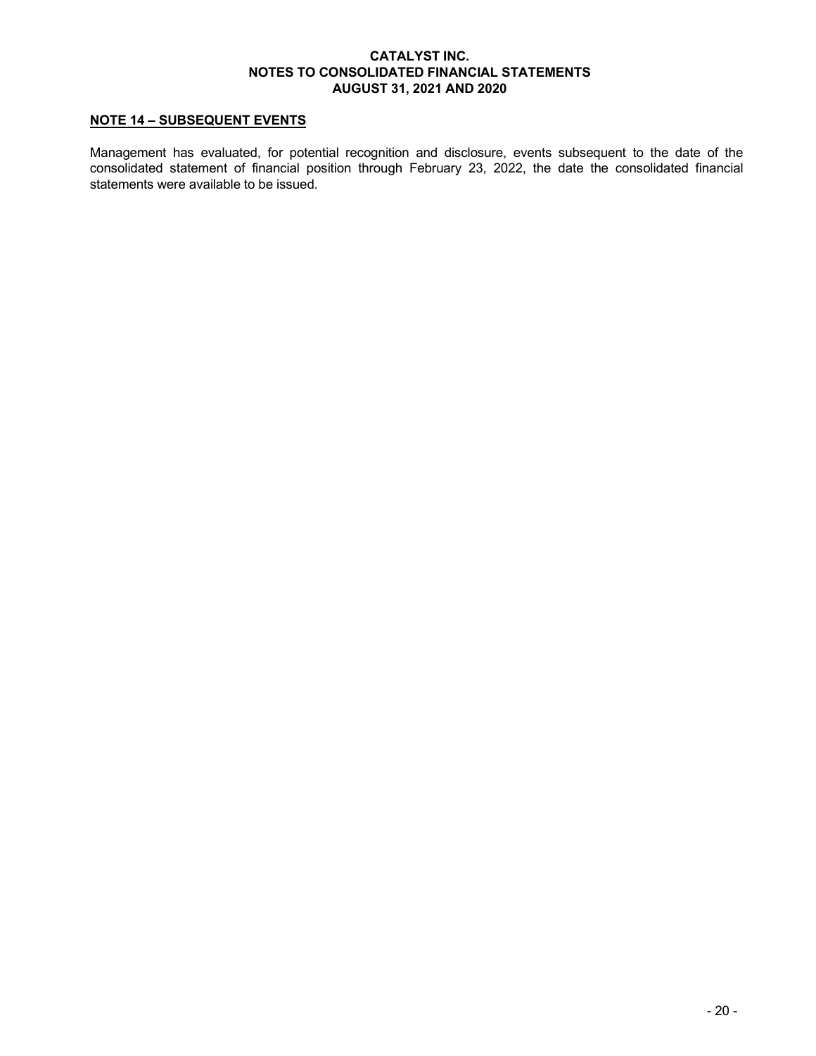## NOTE 14 – SUBSEQUENT EVENTS

Management has evaluated, for potential recognition and disclosure, events subsequent to the date of the consolidated statement of financial position through February 23, 2022, the date the consolidated financial statements were available to be issued.